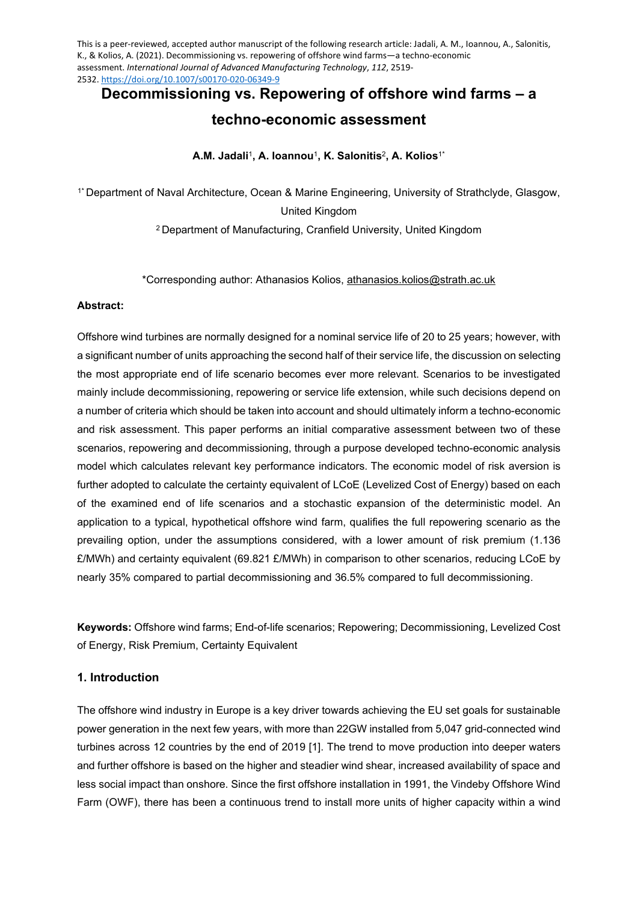This is a peer-reviewed, accepted author manuscript of the following research article: Jadali, A. M., Ioannou, A., Salonitis, K., & Kolios, A. (2021). Decommissioning vs. repowering of offshore wind farms—a techno-economic assessment. *International Journal of Advanced Manufacturing Technology*, *112*, 2519-2532. https://doi.org/10.1007/s00170-020-06349-9

# Decommissioning vs. Repowering of offshore wind farms – a techno-economic assessment

**A.M. Jadali**[1], **A. Ioannou**[1], **K. Salonitis**[2], **A. Kolios**[1*]

[1*] Department of Naval Architecture, Ocean & Marine Engineering, University of Strathclyde, Glasgow, United Kingdom

[2] Department of Manufacturing, Cranfield University, United Kingdom

*Corresponding author: Athanasios Kolios, athanasios.kolios@strath.ac.uk

**Abstract:**

Offshore wind turbines are normally designed for a nominal service life of 20 to 25 years; however, with a significant number of units approaching the second half of their service life, the discussion on selecting the most appropriate end of life scenario becomes ever more relevant. Scenarios to be investigated mainly include decommissioning, repowering or service life extension, while such decisions depend on a number of criteria which should be taken into account and should ultimately inform a techno-economic and risk assessment. This paper performs an initial comparative assessment between two of these scenarios, repowering and decommissioning, through a purpose developed techno-economic analysis model which calculates relevant key performance indicators. The economic model of risk aversion is further adopted to calculate the certainty equivalent of LCoE (Levelized Cost of Energy) based on each of the examined end of life scenarios and a stochastic expansion of the deterministic model. An application to a typical, hypothetical offshore wind farm, qualifies the full repowering scenario as the prevailing option, under the assumptions considered, with a lower amount of risk premium (1.136 £/MWh) and certainty equivalent (69.821 £/MWh) in comparison to other scenarios, reducing LCoE by nearly 35% compared to partial decommissioning and 36.5% compared to full decommissioning.

**Keywords:** Offshore wind farms; End-of-life scenarios; Repowering; Decommissioning, Levelized Cost of Energy, Risk Premium, Certainty Equivalent

## 1. Introduction

The offshore wind industry in Europe is a key driver towards achieving the EU set goals for sustainable power generation in the next few years, with more than 22GW installed from 5,047 grid-connected wind turbines across 12 countries by the end of 2019 [1]. The trend to move production into deeper waters and further offshore is based on the higher and steadier wind shear, increased availability of space and less social impact than onshore. Since the first offshore installation in 1991, the Vindeby Offshore Wind Farm (OWF), there has been a continuous trend to install more units of higher capacity within a wind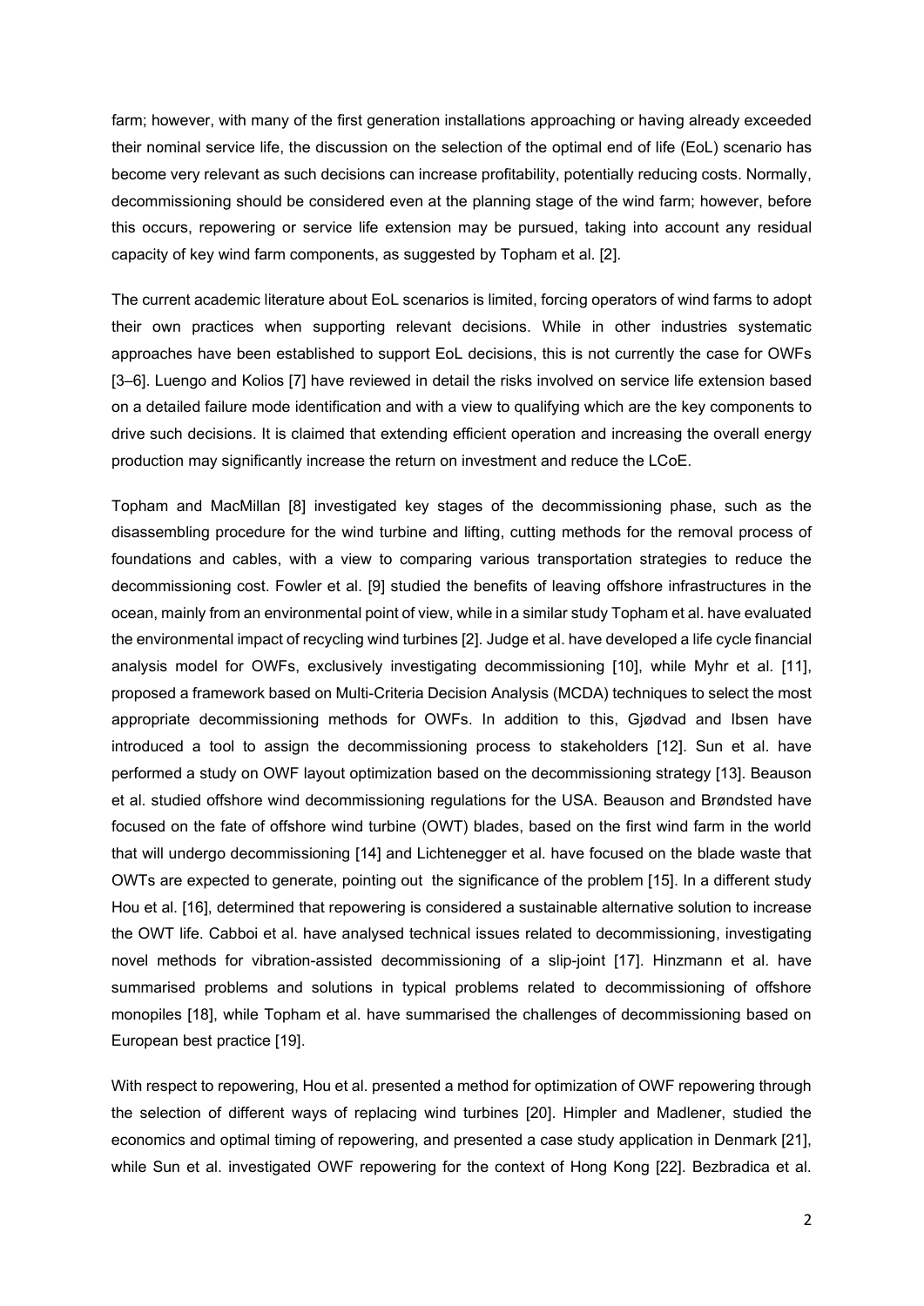farm; however, with many of the first generation installations approaching or having already exceeded their nominal service life, the discussion on the selection of the optimal end of life (EoL) scenario has become very relevant as such decisions can increase profitability, potentially reducing costs. Normally, decommissioning should be considered even at the planning stage of the wind farm; however, before this occurs, repowering or service life extension may be pursued, taking into account any residual capacity of key wind farm components, as suggested by Topham et al. [2].

The current academic literature about EoL scenarios is limited, forcing operators of wind farms to adopt their own practices when supporting relevant decisions. While in other industries systematic approaches have been established to support EoL decisions, this is not currently the case for OWFs [3–6]. Luengo and Kolios [7] have reviewed in detail the risks involved on service life extension based on a detailed failure mode identification and with a view to qualifying which are the key components to drive such decisions. It is claimed that extending efficient operation and increasing the overall energy production may significantly increase the return on investment and reduce the LCoE.

Topham and MacMillan [8] investigated key stages of the decommissioning phase, such as the disassembling procedure for the wind turbine and lifting, cutting methods for the removal process of foundations and cables, with a view to comparing various transportation strategies to reduce the decommissioning cost. Fowler et al. [9] studied the benefits of leaving offshore infrastructures in the ocean, mainly from an environmental point of view, while in a similar study Topham et al. have evaluated the environmental impact of recycling wind turbines [2]. Judge et al. have developed a life cycle financial analysis model for OWFs, exclusively investigating decommissioning [10], while Myhr et al. [11], proposed a framework based on Multi-Criteria Decision Analysis (MCDA) techniques to select the most appropriate decommissioning methods for OWFs. In addition to this, Gjødvad and Ibsen have introduced a tool to assign the decommissioning process to stakeholders [12]. Sun et al. have performed a study on OWF layout optimization based on the decommissioning strategy [13]. Beauson et al. studied offshore wind decommissioning regulations for the USA. Beauson and Brøndsted have focused on the fate of offshore wind turbine (OWT) blades, based on the first wind farm in the world that will undergo decommissioning [14] and Lichtenegger et al. have focused on the blade waste that OWTs are expected to generate, pointing out the significance of the problem [15]. In a different study Hou et al. [16], determined that repowering is considered a sustainable alternative solution to increase the OWT life. Cabboi et al. have analysed technical issues related to decommissioning, investigating novel methods for vibration-assisted decommissioning of a slip-joint [17]. Hinzmann et al. have summarised problems and solutions in typical problems related to decommissioning of offshore monopiles [18], while Topham et al. have summarised the challenges of decommissioning based on European best practice [19].

With respect to repowering, Hou et al. presented a method for optimization of OWF repowering through the selection of different ways of replacing wind turbines [20]. Himpler and Madlener, studied the economics and optimal timing of repowering, and presented a case study application in Denmark [21], while Sun et al. investigated OWF repowering for the context of Hong Kong [22]. Bezbradica et al.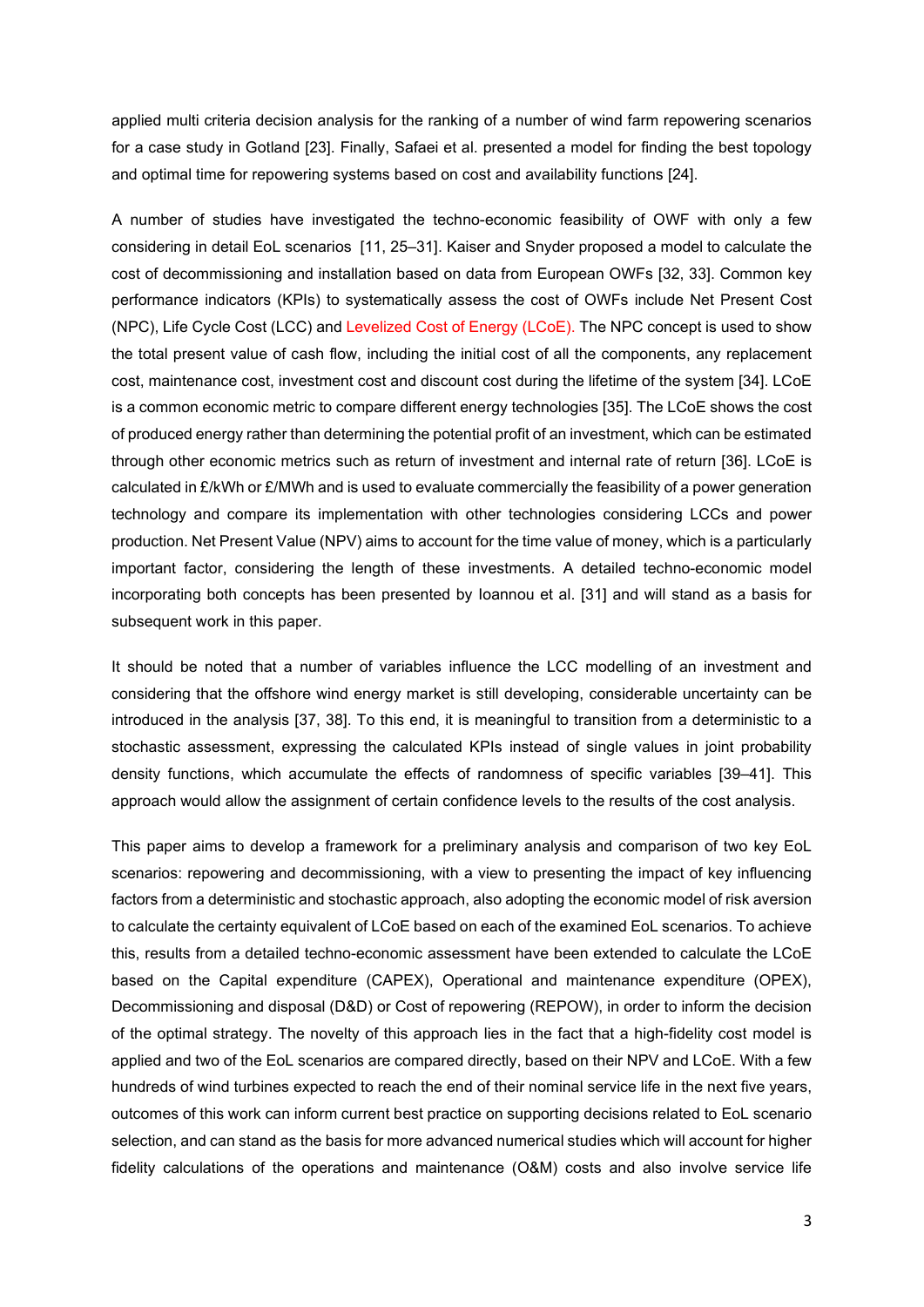applied multi criteria decision analysis for the ranking of a number of wind farm repowering scenarios for a case study in Gotland [23]. Finally, Safaei et al. presented a model for finding the best topology and optimal time for repowering systems based on cost and availability functions [24].

A number of studies have investigated the techno-economic feasibility of OWF with only a few considering in detail EoL scenarios [11, 25–31]. Kaiser and Snyder proposed a model to calculate the cost of decommissioning and installation based on data from European OWFs [32, 33]. Common key performance indicators (KPIs) to systematically assess the cost of OWFs include Net Present Cost (NPC), Life Cycle Cost (LCC) and Levelized Cost of Energy (LCoE). The NPC concept is used to show the total present value of cash flow, including the initial cost of all the components, any replacement cost, maintenance cost, investment cost and discount cost during the lifetime of the system [34]. LCoE is a common economic metric to compare different energy technologies [35]. The LCoE shows the cost of produced energy rather than determining the potential profit of an investment, which can be estimated through other economic metrics such as return of investment and internal rate of return [36]. LCoE is calculated in £/kWh or £/MWh and is used to evaluate commercially the feasibility of a power generation technology and compare its implementation with other technologies considering LCCs and power production. Net Present Value (NPV) aims to account for the time value of money, which is a particularly important factor, considering the length of these investments. A detailed techno-economic model incorporating both concepts has been presented by Ioannou et al. [31] and will stand as a basis for subsequent work in this paper.

It should be noted that a number of variables influence the LCC modelling of an investment and considering that the offshore wind energy market is still developing, considerable uncertainty can be introduced in the analysis [37, 38]. To this end, it is meaningful to transition from a deterministic to a stochastic assessment, expressing the calculated KPIs instead of single values in joint probability density functions, which accumulate the effects of randomness of specific variables [39–41]. This approach would allow the assignment of certain confidence levels to the results of the cost analysis.

This paper aims to develop a framework for a preliminary analysis and comparison of two key EoL scenarios: repowering and decommissioning, with a view to presenting the impact of key influencing factors from a deterministic and stochastic approach, also adopting the economic model of risk aversion to calculate the certainty equivalent of LCoE based on each of the examined EoL scenarios. To achieve this, results from a detailed techno-economic assessment have been extended to calculate the LCoE based on the Capital expenditure (CAPEX), Operational and maintenance expenditure (OPEX), Decommissioning and disposal (D&D) or Cost of repowering (REPOW), in order to inform the decision of the optimal strategy. The novelty of this approach lies in the fact that a high-fidelity cost model is applied and two of the EoL scenarios are compared directly, based on their NPV and LCoE. With a few hundreds of wind turbines expected to reach the end of their nominal service life in the next five years, outcomes of this work can inform current best practice on supporting decisions related to EoL scenario selection, and can stand as the basis for more advanced numerical studies which will account for higher fidelity calculations of the operations and maintenance (O&M) costs and also involve service life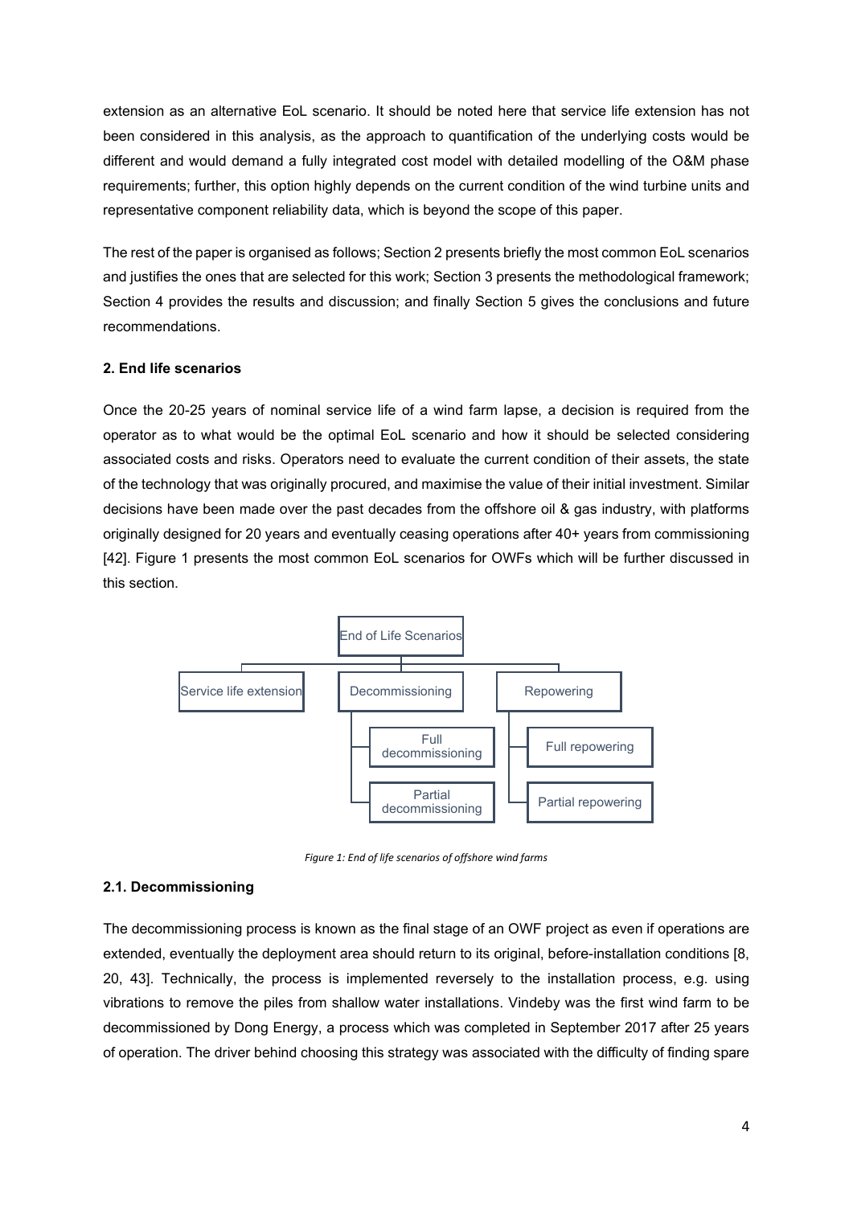extension as an alternative EoL scenario. It should be noted here that service life extension has not been considered in this analysis, as the approach to quantification of the underlying costs would be different and would demand a fully integrated cost model with detailed modelling of the O&M phase requirements; further, this option highly depends on the current condition of the wind turbine units and representative component reliability data, which is beyond the scope of this paper.

The rest of the paper is organised as follows; Section 2 presents briefly the most common EoL scenarios and justifies the ones that are selected for this work; Section 3 presents the methodological framework; Section 4 provides the results and discussion; and finally Section 5 gives the conclusions and future recommendations.

## 2. End life scenarios

Once the 20-25 years of nominal service life of a wind farm lapse, a decision is required from the operator as to what would be the optimal EoL scenario and how it should be selected considering associated costs and risks. Operators need to evaluate the current condition of their assets, the state of the technology that was originally procured, and maximise the value of their initial investment. Similar decisions have been made over the past decades from the offshore oil & gas industry, with platforms originally designed for 20 years and eventually ceasing operations after 40+ years from commissioning [42]. Figure 1 presents the most common EoL scenarios for OWFs which will be further discussed in this section.

- End of Life Scenarios
  - Service life extension
  - Decommissioning
    - Full decommissioning
    - Partial decommissioning
  - Repowering
    - Full repowering
    - Partial repowering

*Figure 1: End of life scenarios of offshore wind farms*

### 2.1. Decommissioning

The decommissioning process is known as the final stage of an OWF project as even if operations are extended, eventually the deployment area should return to its original, before-installation conditions [8, 20, 43]. Technically, the process is implemented reversely to the installation process, e.g. using vibrations to remove the piles from shallow water installations. Vindeby was the first wind farm to be decommissioned by Dong Energy, a process which was completed in September 2017 after 25 years of operation. The driver behind choosing this strategy was associated with the difficulty of finding spare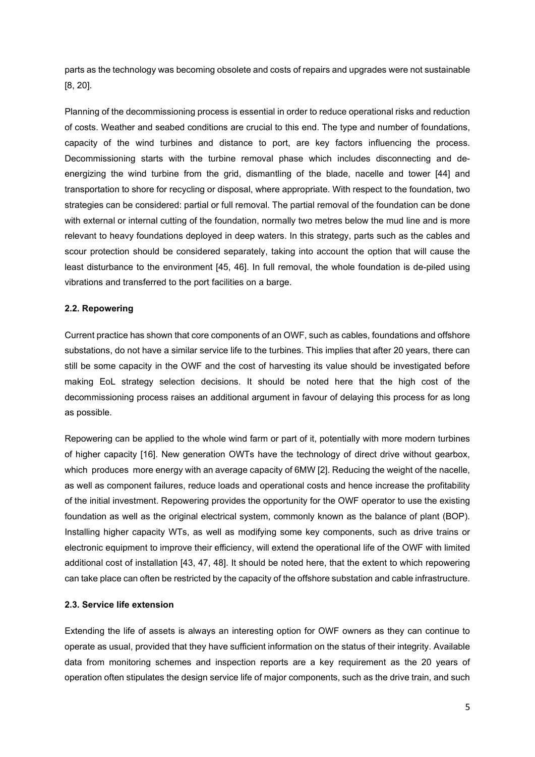parts as the technology was becoming obsolete and costs of repairs and upgrades were not sustainable [8, 20].

Planning of the decommissioning process is essential in order to reduce operational risks and reduction of costs. Weather and seabed conditions are crucial to this end. The type and number of foundations, capacity of the wind turbines and distance to port, are key factors influencing the process. Decommissioning starts with the turbine removal phase which includes disconnecting and de-energizing the wind turbine from the grid, dismantling of the blade, nacelle and tower [44] and transportation to shore for recycling or disposal, where appropriate. With respect to the foundation, two strategies can be considered: partial or full removal. The partial removal of the foundation can be done with external or internal cutting of the foundation, normally two metres below the mud line and is more relevant to heavy foundations deployed in deep waters. In this strategy, parts such as the cables and scour protection should be considered separately, taking into account the option that will cause the least disturbance to the environment [45, 46]. In full removal, the whole foundation is de-piled using vibrations and transferred to the port facilities on a barge.

### 2.2. Repowering

Current practice has shown that core components of an OWF, such as cables, foundations and offshore substations, do not have a similar service life to the turbines. This implies that after 20 years, there can still be some capacity in the OWF and the cost of harvesting its value should be investigated before making EoL strategy selection decisions. It should be noted here that the high cost of the decommissioning process raises an additional argument in favour of delaying this process for as long as possible.

Repowering can be applied to the whole wind farm or part of it, potentially with more modern turbines of higher capacity [16]. New generation OWTs have the technology of direct drive without gearbox, which produces more energy with an average capacity of 6MW [2]. Reducing the weight of the nacelle, as well as component failures, reduce loads and operational costs and hence increase the profitability of the initial investment. Repowering provides the opportunity for the OWF operator to use the existing foundation as well as the original electrical system, commonly known as the balance of plant (BOP). Installing higher capacity WTs, as well as modifying some key components, such as drive trains or electronic equipment to improve their efficiency, will extend the operational life of the OWF with limited additional cost of installation [43, 47, 48]. It should be noted here, that the extent to which repowering can take place can often be restricted by the capacity of the offshore substation and cable infrastructure.

### 2.3. Service life extension

Extending the life of assets is always an interesting option for OWF owners as they can continue to operate as usual, provided that they have sufficient information on the status of their integrity. Available data from monitoring schemes and inspection reports are a key requirement as the 20 years of operation often stipulates the design service life of major components, such as the drive train, and such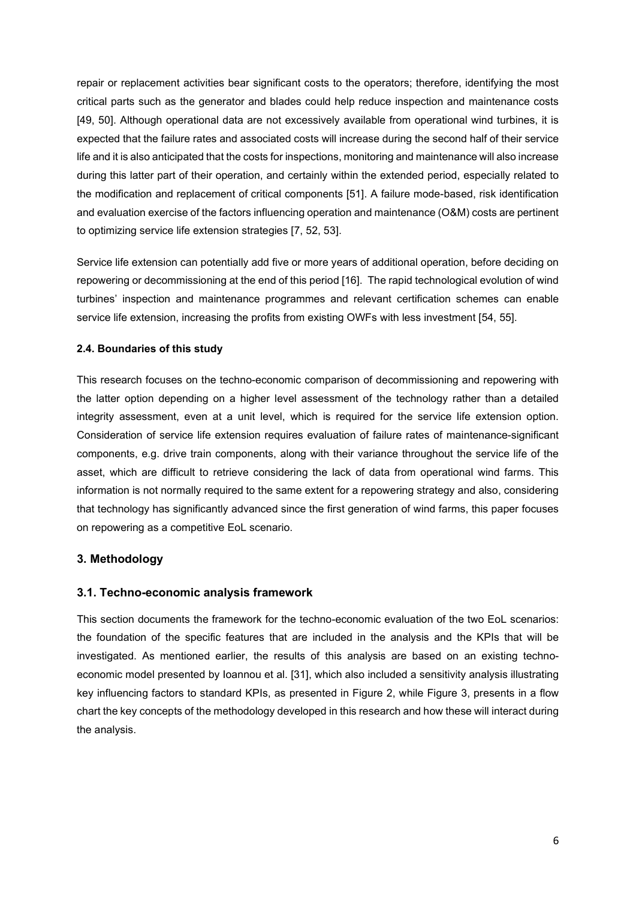repair or replacement activities bear significant costs to the operators; therefore, identifying the most critical parts such as the generator and blades could help reduce inspection and maintenance costs [49, 50]. Although operational data are not excessively available from operational wind turbines, it is expected that the failure rates and associated costs will increase during the second half of their service life and it is also anticipated that the costs for inspections, monitoring and maintenance will also increase during this latter part of their operation, and certainly within the extended period, especially related to the modification and replacement of critical components [51]. A failure mode-based, risk identification and evaluation exercise of the factors influencing operation and maintenance (O&M) costs are pertinent to optimizing service life extension strategies [7, 52, 53].

Service life extension can potentially add five or more years of additional operation, before deciding on repowering or decommissioning at the end of this period [16]. The rapid technological evolution of wind turbines' inspection and maintenance programmes and relevant certification schemes can enable service life extension, increasing the profits from existing OWFs with less investment [54, 55].

### 2.4. Boundaries of this study

This research focuses on the techno-economic comparison of decommissioning and repowering with the latter option depending on a higher level assessment of the technology rather than a detailed integrity assessment, even at a unit level, which is required for the service life extension option. Consideration of service life extension requires evaluation of failure rates of maintenance-significant components, e.g. drive train components, along with their variance throughout the service life of the asset, which are difficult to retrieve considering the lack of data from operational wind farms. This information is not normally required to the same extent for a repowering strategy and also, considering that technology has significantly advanced since the first generation of wind farms, this paper focuses on repowering as a competitive EoL scenario.

## 3. Methodology

### 3.1. Techno-economic analysis framework

This section documents the framework for the techno-economic evaluation of the two EoL scenarios: the foundation of the specific features that are included in the analysis and the KPIs that will be investigated. As mentioned earlier, the results of this analysis are based on an existing techno-economic model presented by Ioannou et al. [31], which also included a sensitivity analysis illustrating key influencing factors to standard KPIs, as presented in Figure 2, while Figure 3, presents in a flow chart the key concepts of the methodology developed in this research and how these will interact during the analysis.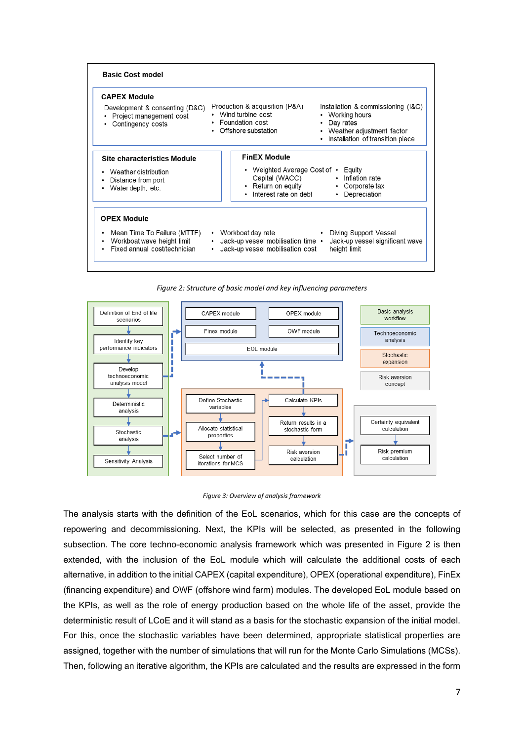**Basic Cost model**

**CAPEX Module**

Development & consenting (D&C)
- Project management cost
- Contingency costs

Production & acquisition (P&A)
- Wind turbine cost
- Foundation cost
- Offshore substation

Installation & commissioning (I&C)
- Working hours
- Day rates
- Weather adjustment factor
- Installation of transition piece

**Site characteristics Module**

- Weather distribution
- Distance from port
- Water depth, etc.

**FinEX Module**

- Weighted Average Cost of Capital (WACC)
- Return on equity
- Interest rate on debt
- Equity
- Inflation rate
- Corporate tax
- Depreciation

**OPEX Module**

- Mean Time To Failure (MTTF)
- Workboat wave height limit
- Fixed annual cost/technician
- Workboat day rate
- Jack-up vessel mobilisation time
- Jack-up vessel mobilisation cost
- Diving Support Vessel
- Jack-up vessel significant wave height limit

*Figure 2: Structure of basic model and key influencing parameters*

Definition of End of life scenarios → Identify key performance indicators → Develop technoeconomic analysis model → Deterministic analysis → Stochastic analysis → Sensitivity Analysis

CAPEX module | OPEX module | Finex module | OWF module | EOL module

Define Stochastic variables → Allocate statistical properties → Select number of iterations for MCS → Calculate KPIs → Return results in a stochastic form → Risk aversion calculation

Certainty equivalent calculation → Risk premium calculation

Basic analysis workflow | Technoeconomic analysis | Stochastic expansion | Risk aversion concept

*Figure 3: Overview of analysis framework*

The analysis starts with the definition of the EoL scenarios, which for this case are the concepts of repowering and decommissioning. Next, the KPIs will be selected, as presented in the following subsection. The core techno-economic analysis framework which was presented in Figure 2 is then extended, with the inclusion of the EoL module which will calculate the additional costs of each alternative, in addition to the initial CAPEX (capital expenditure), OPEX (operational expenditure), FinEx (financing expenditure) and OWF (offshore wind farm) modules. The developed EoL module based on the KPIs, as well as the role of energy production based on the whole life of the asset, provide the deterministic result of LCoE and it will stand as a basis for the stochastic expansion of the initial model. For this, once the stochastic variables have been determined, appropriate statistical properties are assigned, together with the number of simulations that will run for the Monte Carlo Simulations (MCSs). Then, following an iterative algorithm, the KPIs are calculated and the results are expressed in the form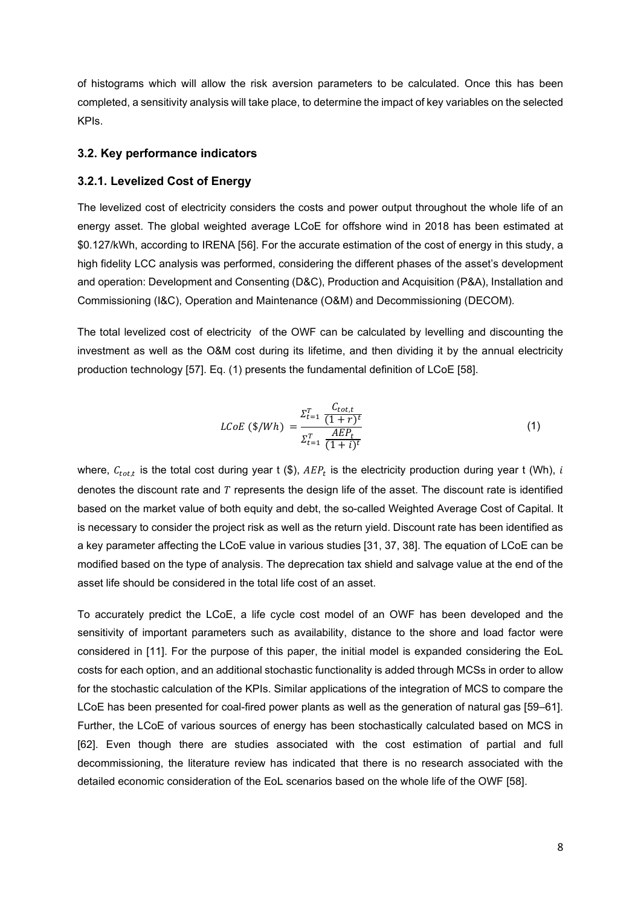of histograms which will allow the risk aversion parameters to be calculated. Once this has been completed, a sensitivity analysis will take place, to determine the impact of key variables on the selected KPIs.

### 3.2. Key performance indicators

#### 3.2.1. Levelized Cost of Energy

The levelized cost of electricity considers the costs and power output throughout the whole life of an energy asset. The global weighted average LCoE for offshore wind in 2018 has been estimated at \$0.127/kWh, according to IRENA [56]. For the accurate estimation of the cost of energy in this study, a high fidelity LCC analysis was performed, considering the different phases of the asset's development and operation: Development and Consenting (D&C), Production and Acquisition (P&A), Installation and Commissioning (I&C), Operation and Maintenance (O&M) and Decommissioning (DECOM).

The total levelized cost of electricity of the OWF can be calculated by levelling and discounting the investment as well as the O&M cost during its lifetime, and then dividing it by the annual electricity production technology [57]. Eq. (1) presents the fundamental definition of LCoE [58].

$$LCoE\ (\$/Wh) = \frac{\Sigma_{t=1}^{T} \frac{C_{tot,t}}{(1+r)^t}}{\Sigma_{t=1}^{T} \frac{AEP_t}{(1+i)^t}} \tag{1}$$

where, $C_{tot,t}$ is the total cost during year t (\$), $AEP_t$ is the electricity production during year t (Wh), $i$ denotes the discount rate and $T$ represents the design life of the asset. The discount rate is identified based on the market value of both equity and debt, the so-called Weighted Average Cost of Capital. It is necessary to consider the project risk as well as the return yield. Discount rate has been identified as a key parameter affecting the LCoE value in various studies [31, 37, 38]. The equation of LCoE can be modified based on the type of analysis. The deprecation tax shield and salvage value at the end of the asset life should be considered in the total life cost of an asset.

To accurately predict the LCoE, a life cycle cost model of an OWF has been developed and the sensitivity of important parameters such as availability, distance to the shore and load factor were considered in [11]. For the purpose of this paper, the initial model is expanded considering the EoL costs for each option, and an additional stochastic functionality is added through MCSs in order to allow for the stochastic calculation of the KPIs. Similar applications of the integration of MCS to compare the LCoE has been presented for coal-fired power plants as well as the generation of natural gas [59–61]. Further, the LCoE of various sources of energy has been stochastically calculated based on MCS in [62]. Even though there are studies associated with the cost estimation of partial and full decommissioning, the literature review has indicated that there is no research associated with the detailed economic consideration of the EoL scenarios based on the whole life of the OWF [58].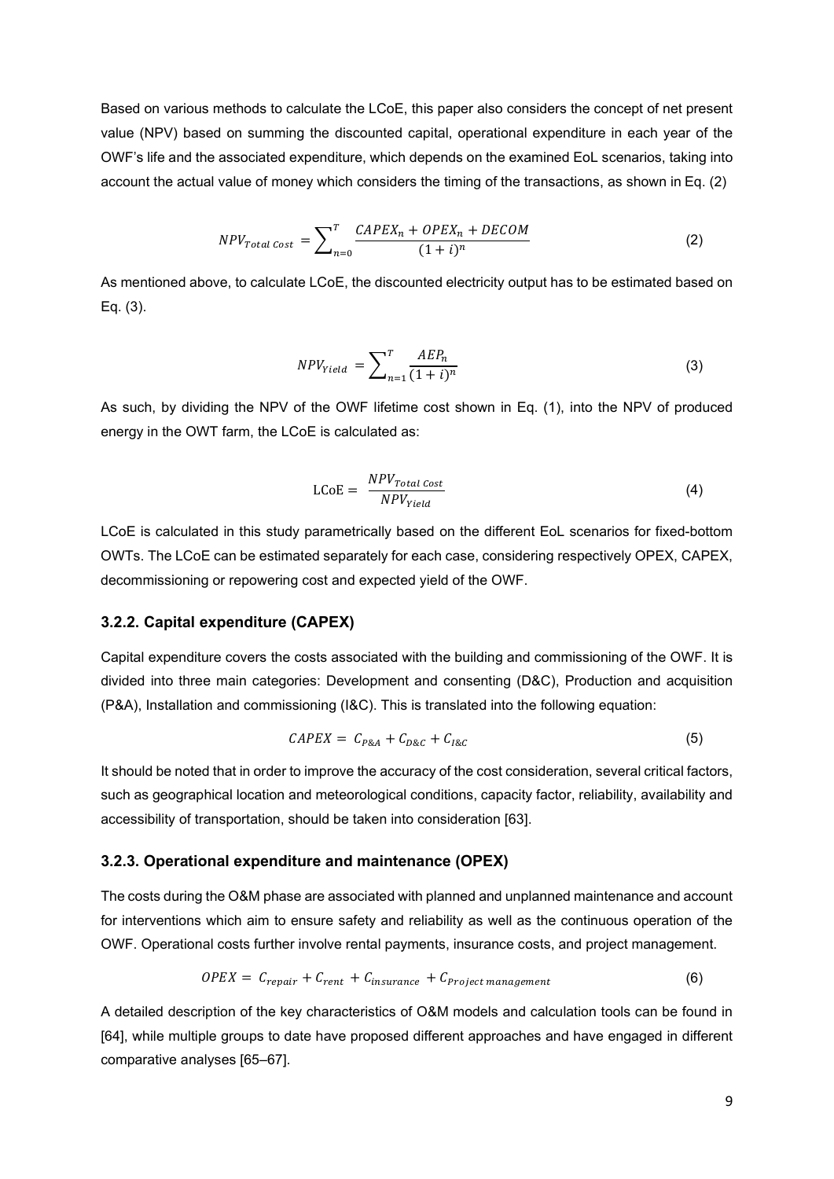Based on various methods to calculate the LCoE, this paper also considers the concept of net present value (NPV) based on summing the discounted capital, operational expenditure in each year of the OWF's life and the associated expenditure, which depends on the examined EoL scenarios, taking into account the actual value of money which considers the timing of the transactions, as shown in Eq. (2)

$$NPV_{Total\ Cost} = \sum_{n=0}^{T} \frac{CAPEX_n + OPEX_n + DECOM}{(1+i)^n} \tag{2}$$

As mentioned above, to calculate LCoE, the discounted electricity output has to be estimated based on Eq. (3).

$$NPV_{Yield} = \sum_{n=1}^{T} \frac{AEP_n}{(1+i)^n} \tag{3}$$

As such, by dividing the NPV of the OWF lifetime cost shown in Eq. (1), into the NPV of produced energy in the OWT farm, the LCoE is calculated as:

$$\text{LCoE} = \frac{NPV_{Total\ Cost}}{NPV_{Yield}} \tag{4}$$

LCoE is calculated in this study parametrically based on the different EoL scenarios for fixed-bottom OWTs. The LCoE can be estimated separately for each case, considering respectively OPEX, CAPEX, decommissioning or repowering cost and expected yield of the OWF.

### 3.2.2. Capital expenditure (CAPEX)

Capital expenditure covers the costs associated with the building and commissioning of the OWF. It is divided into three main categories: Development and consenting (D&C), Production and acquisition (P&A), Installation and commissioning (I&C). This is translated into the following equation:

$$CAPEX = C_{P\&A} + C_{D\&C} + C_{I\&C} \tag{5}$$

It should be noted that in order to improve the accuracy of the cost consideration, several critical factors, such as geographical location and meteorological conditions, capacity factor, reliability, availability and accessibility of transportation, should be taken into consideration [63].

### 3.2.3. Operational expenditure and maintenance (OPEX)

The costs during the O&M phase are associated with planned and unplanned maintenance and account for interventions which aim to ensure safety and reliability as well as the continuous operation of the OWF. Operational costs further involve rental payments, insurance costs, and project management.

$$OPEX = C_{repair} + C_{rent} + C_{insurance} + C_{Project\ management} \tag{6}$$

A detailed description of the key characteristics of O&M models and calculation tools can be found in [64], while multiple groups to date have proposed different approaches and have engaged in different comparative analyses [65–67].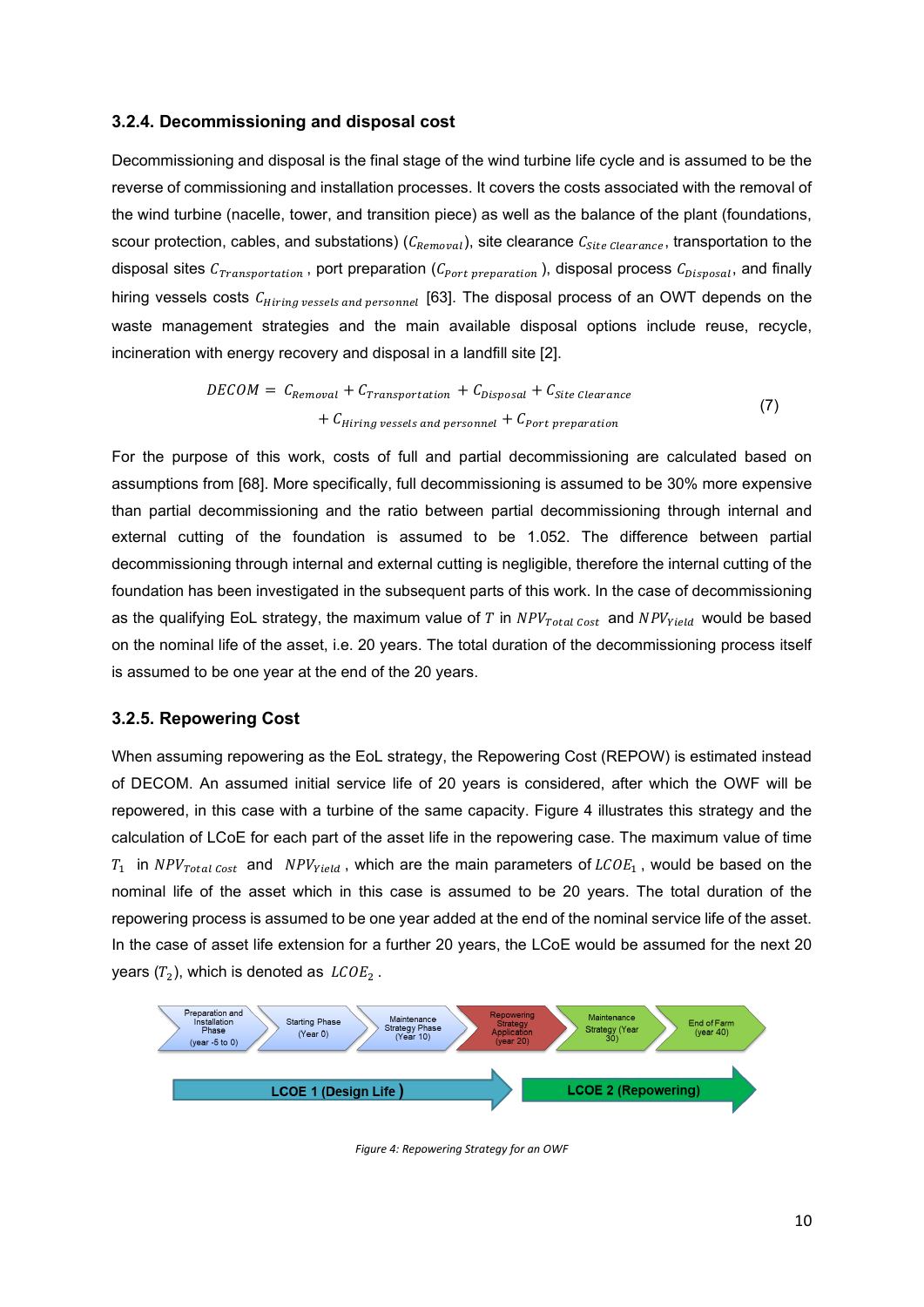### 3.2.4. Decommissioning and disposal cost

Decommissioning and disposal is the final stage of the wind turbine life cycle and is assumed to be the reverse of commissioning and installation processes. It covers the costs associated with the removal of the wind turbine (nacelle, tower, and transition piece) as well as the balance of the plant (foundations, scour protection, cables, and substations) ($C_{Removal}$), site clearance $C_{Site\ Clearance}$, transportation to the disposal sites $C_{Transportation}$, port preparation ($C_{Port\ preparation}$), disposal process $C_{Disposal}$, and finally hiring vessels costs $C_{Hiring\ vessels\ and\ personnel}$ [63]. The disposal process of an OWT depends on the waste management strategies and the main available disposal options include reuse, recycle, incineration with energy recovery and disposal in a landfill site [2].

$$DECOM = C_{Removal} + C_{Transportation} + C_{Disposal} + C_{Site\ Clearance} + C_{Hiring\ vessels\ and\ personnel} + C_{Port\ preparation} \quad (7)$$

For the purpose of this work, costs of full and partial decommissioning are calculated based on assumptions from [68]. More specifically, full decommissioning is assumed to be 30% more expensive than partial decommissioning and the ratio between partial decommissioning through internal and external cutting of the foundation is assumed to be 1.052. The difference between partial decommissioning through internal and external cutting is negligible, therefore the internal cutting of the foundation has been investigated in the subsequent parts of this work. In the case of decommissioning as the qualifying EoL strategy, the maximum value of $T$ in $NPV_{Total\ Cost}$ and $NPV_{Yield}$ would be based on the nominal life of the asset, i.e. 20 years. The total duration of the decommissioning process itself is assumed to be one year at the end of the 20 years.

### 3.2.5. Repowering Cost

When assuming repowering as the EoL strategy, the Repowering Cost (REPOW) is estimated instead of DECOM. An assumed initial service life of 20 years is considered, after which the OWF will be repowered, in this case with a turbine of the same capacity. Figure 4 illustrates this strategy and the calculation of LCoE for each part of the asset life in the repowering case. The maximum value of time $T_1$ in $NPV_{Total\ Cost}$ and $NPV_{Yield}$, which are the main parameters of $LCOE_1$, would be based on the nominal life of the asset which in this case is assumed to be 20 years. The total duration of the repowering process is assumed to be one year added at the end of the nominal service life of the asset. In the case of asset life extension for a further 20 years, the LCoE would be assumed for the next 20 years ($T_2$), which is denoted as $LCOE_2$.

Preparation and Installation Phase (year -5 to 0) → Starting Phase (Year 0) → Maintenance Strategy Phase (Year 10) → Repowering Strategy Application (year 20) → Maintenance Strategy (Year 30) → End of Farm (year 40)

LCOE 1 (Design Life) | LCOE 2 (Repowering)

*Figure 4: Repowering Strategy for an OWF*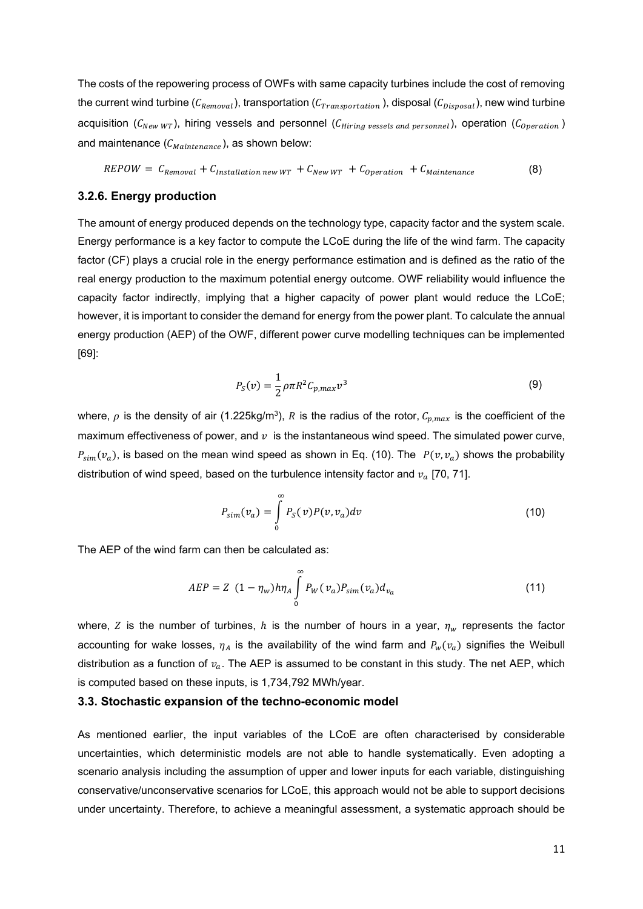The costs of the repowering process of OWFs with same capacity turbines include the cost of removing the current wind turbine ($C_{Removal}$), transportation ($C_{Transportation}$), disposal ($C_{Disposal}$), new wind turbine acquisition ($C_{New\ WT}$), hiring vessels and personnel ($C_{Hiring\ vessels\ and\ personnel}$), operation ($C_{Operation}$) and maintenance ($C_{Maintenance}$), as shown below:

$$REPOW = C_{Removal} + C_{Installation\ new\ WT} + C_{New\ WT} + C_{Operation} + C_{Maintenance} \tag{8}$$

### 3.2.6. Energy production

The amount of energy produced depends on the technology type, capacity factor and the system scale. Energy performance is a key factor to compute the LCoE during the life of the wind farm. The capacity factor (CF) plays a crucial role in the energy performance estimation and is defined as the ratio of the real energy production to the maximum potential energy outcome. OWF reliability would influence the capacity factor indirectly, implying that a higher capacity of power plant would reduce the LCoE; however, it is important to consider the demand for energy from the power plant. To calculate the annual energy production (AEP) of the OWF, different power curve modelling techniques can be implemented [69]:

$$P_S(v) = \frac{1}{2}\rho\pi R^2 C_{p,max} v^3 \tag{9}$$

where, $\rho$ is the density of air (1.225kg/m$^3$), $R$ is the radius of the rotor, $C_{p,max}$ is the coefficient of the maximum effectiveness of power, and $v$ is the instantaneous wind speed. The simulated power curve, $P_{sim}(v_a)$, is based on the mean wind speed as shown in Eq. (10). The $P(v, v_a)$ shows the probability distribution of wind speed, based on the turbulence intensity factor and $v_a$ [70, 71].

$$P_{sim}(v_a) = \int_0^\infty P_S(v)P(v, v_a)dv \tag{10}$$

The AEP of the wind farm can then be calculated as:

$$AEP = Z\ (1 - \eta_w)h\eta_A \int_0^\infty P_W(v_a)P_{sim}(v_a)d_{v_a} \tag{11}$$

where, $Z$ is the number of turbines, $h$ is the number of hours in a year, $\eta_w$ represents the factor accounting for wake losses, $\eta_A$ is the availability of the wind farm and $P_w(v_a)$ signifies the Weibull distribution as a function of $v_a$. The AEP is assumed to be constant in this study. The net AEP, which is computed based on these inputs, is 1,734,792 MWh/year.

### 3.3. Stochastic expansion of the techno-economic model

As mentioned earlier, the input variables of the LCoE are often characterised by considerable uncertainties, which deterministic models are not able to handle systematically. Even adopting a scenario analysis including the assumption of upper and lower inputs for each variable, distinguishing conservative/unconservative scenarios for LCoE, this approach would not be able to support decisions under uncertainty. Therefore, to achieve a meaningful assessment, a systematic approach should be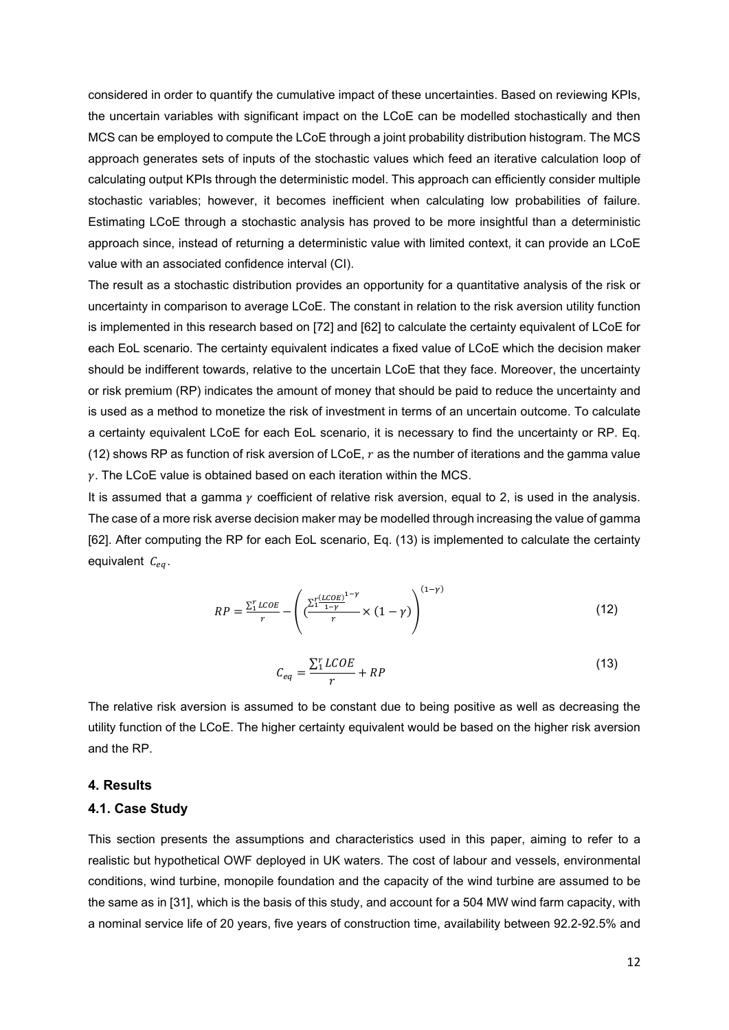considered in order to quantify the cumulative impact of these uncertainties. Based on reviewing KPIs, the uncertain variables with significant impact on the LCoE can be modelled stochastically and then MCS can be employed to compute the LCoE through a joint probability distribution histogram. The MCS approach generates sets of inputs of the stochastic values which feed an iterative calculation loop of calculating output KPIs through the deterministic model. This approach can efficiently consider multiple stochastic variables; however, it becomes inefficient when calculating low probabilities of failure. Estimating LCoE through a stochastic analysis has proved to be more insightful than a deterministic approach since, instead of returning a deterministic value with limited context, it can provide an LCoE value with an associated confidence interval (CI).

The result as a stochastic distribution provides an opportunity for a quantitative analysis of the risk or uncertainty in comparison to average LCoE. The constant in relation to the risk aversion utility function is implemented in this research based on [72] and [62] to calculate the certainty equivalent of LCoE for each EoL scenario. The certainty equivalent indicates a fixed value of LCoE which the decision maker should be indifferent towards, relative to the uncertain LCoE that they face. Moreover, the uncertainty or risk premium (RP) indicates the amount of money that should be paid to reduce the uncertainty and is used as a method to monetize the risk of investment in terms of an uncertain outcome. To calculate a certainty equivalent LCoE for each EoL scenario, it is necessary to find the uncertainty or RP. Eq. (12) shows RP as function of risk aversion of LCoE, $r$ as the number of iterations and the gamma value $\gamma$. The LCoE value is obtained based on each iteration within the MCS.

It is assumed that a gamma $\gamma$ coefficient of relative risk aversion, equal to 2, is used in the analysis. The case of a more risk averse decision maker may be modelled through increasing the value of gamma [62]. After computing the RP for each EoL scenario, Eq. (13) is implemented to calculate the certainty equivalent $C_{eq}$.

$$RP = \frac{\sum_1^r LCOE}{r} - \left( \left( \frac{\sum_1^r \frac{(LCOE)^{1-\gamma}}{1-\gamma}}{r} \times (1-\gamma) \right) \right)^{(1-\gamma)} \tag{12}$$

$$C_{eq} = \frac{\sum_1^r LCOE}{r} + RP \tag{13}$$

The relative risk aversion is assumed to be constant due to being positive as well as decreasing the utility function of the LCoE. The higher certainty equivalent would be based on the higher risk aversion and the RP.

## 4. Results

### 4.1. Case Study

This section presents the assumptions and characteristics used in this paper, aiming to refer to a realistic but hypothetical OWF deployed in UK waters. The cost of labour and vessels, environmental conditions, wind turbine, monopile foundation and the capacity of the wind turbine are assumed to be the same as in [31], which is the basis of this study, and account for a 504 MW wind farm capacity, with a nominal service life of 20 years, five years of construction time, availability between 92.2-92.5% and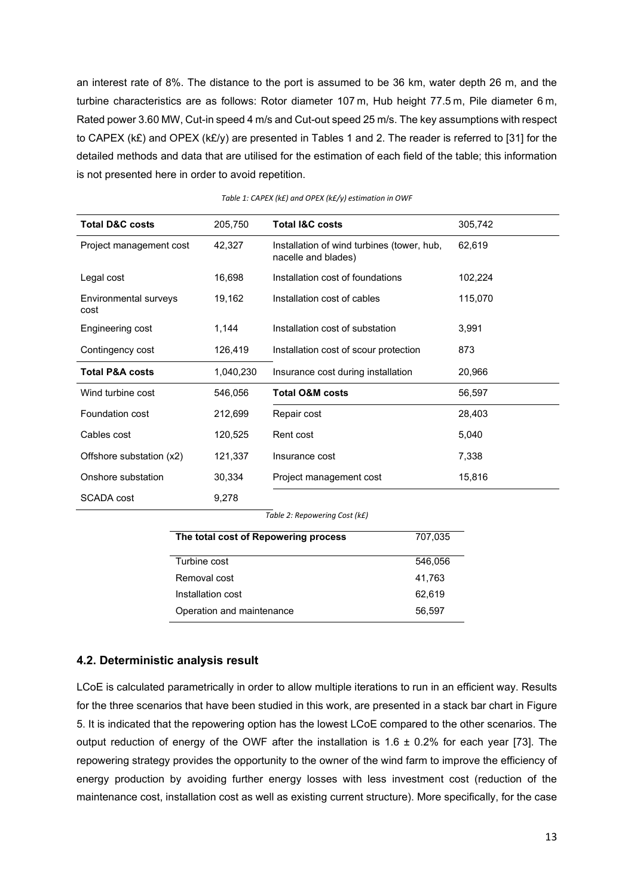an interest rate of 8%. The distance to the port is assumed to be 36 km, water depth 26 m, and the turbine characteristics are as follows: Rotor diameter 107 m, Hub height 77.5 m, Pile diameter 6 m, Rated power 3.60 MW, Cut-in speed 4 m/s and Cut-out speed 25 m/s. The key assumptions with respect to CAPEX (k£) and OPEX (k£/y) are presented in Tables 1 and 2. The reader is referred to [31] for the detailed methods and data that are utilised for the estimation of each field of the table; this information is not presented here in order to avoid repetition.

*Table 1: CAPEX (k£) and OPEX (k£/y) estimation in OWF*

| **Total D&C costs** | 205,750 | **Total I&C costs** | 305,742 |
|---|---|---|---|
| Project management cost | 42,327 | Installation of wind turbines (tower, hub, nacelle and blades) | 62,619 |
| Legal cost | 16,698 | Installation cost of foundations | 102,224 |
| Environmental surveys cost | 19,162 | Installation cost of cables | 115,070 |
| Engineering cost | 1,144 | Installation cost of substation | 3,991 |
| Contingency cost | 126,419 | Installation cost of scour protection | 873 |
| **Total P&A costs** | 1,040,230 | Insurance cost during installation | 20,966 |
| Wind turbine cost | 546,056 | **Total O&M costs** | 56,597 |
| Foundation cost | 212,699 | Repair cost | 28,403 |
| Cables cost | 120,525 | Rent cost | 5,040 |
| Offshore substation (x2) | 121,337 | Insurance cost | 7,338 |
| Onshore substation | 30,334 | Project management cost | 15,816 |
| SCADA cost | 9,278 | | |

*Table 2: Repowering Cost (k£)*

| **The total cost of Repowering process** | 707,035 |
|---|---|
| Turbine cost | 546,056 |
| Removal cost | 41,763 |
| Installation cost | 62,619 |
| Operation and maintenance | 56,597 |

### 4.2. Deterministic analysis result

LCoE is calculated parametrically in order to allow multiple iterations to run in an efficient way. Results for the three scenarios that have been studied in this work, are presented in a stack bar chart in Figure 5. It is indicated that the repowering option has the lowest LCoE compared to the other scenarios. The output reduction of energy of the OWF after the installation is $1.6 \pm 0.2\%$ for each year [73]. The repowering strategy provides the opportunity to the owner of the wind farm to improve the efficiency of energy production by avoiding further energy losses with less investment cost (reduction of the maintenance cost, installation cost as well as existing current structure). More specifically, for the case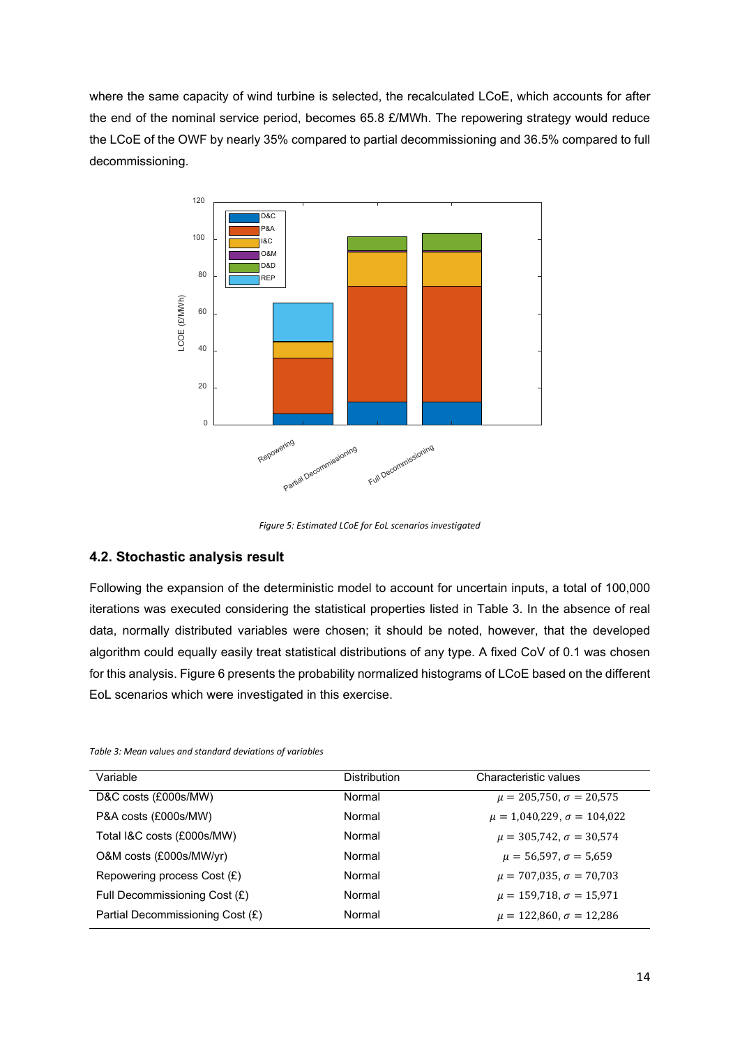where the same capacity of wind turbine is selected, the recalculated LCoE, which accounts for after the end of the nominal service period, becomes 65.8 £/MWh. The repowering strategy would reduce the LCoE of the OWF by nearly 35% compared to partial decommissioning and 36.5% compared to full decommissioning.

*Figure 5: Estimated LCoE for EoL scenarios investigated*

### 4.2. Stochastic analysis result

Following the expansion of the deterministic model to account for uncertain inputs, a total of 100,000 iterations was executed considering the statistical properties listed in Table 3. In the absence of real data, normally distributed variables were chosen; it should be noted, however, that the developed algorithm could equally easily treat statistical distributions of any type. A fixed CoV of 0.1 was chosen for this analysis. Figure 6 presents the probability normalized histograms of LCoE based on the different EoL scenarios which were investigated in this exercise.

*Table 3: Mean values and standard deviations of variables*

| Variable | Distribution | Characteristic values |
|---|---|---|
| D&C costs (£000s/MW) | Normal | $\mu = 205{,}750, \sigma = 20{,}575$ |
| P&A costs (£000s/MW) | Normal | $\mu = 1{,}040{,}229, \sigma = 104{,}022$ |
| Total I&C costs (£000s/MW) | Normal | $\mu = 305{,}742, \sigma = 30{,}574$ |
| O&M costs (£000s/MW/yr) | Normal | $\mu = 56{,}597, \sigma = 5{,}659$ |
| Repowering process Cost (£) | Normal | $\mu = 707{,}035, \sigma = 70{,}703$ |
| Full Decommissioning Cost (£) | Normal | $\mu = 159{,}718, \sigma = 15{,}971$ |
| Partial Decommissioning Cost (£) | Normal | $\mu = 122{,}860, \sigma = 12{,}286$ |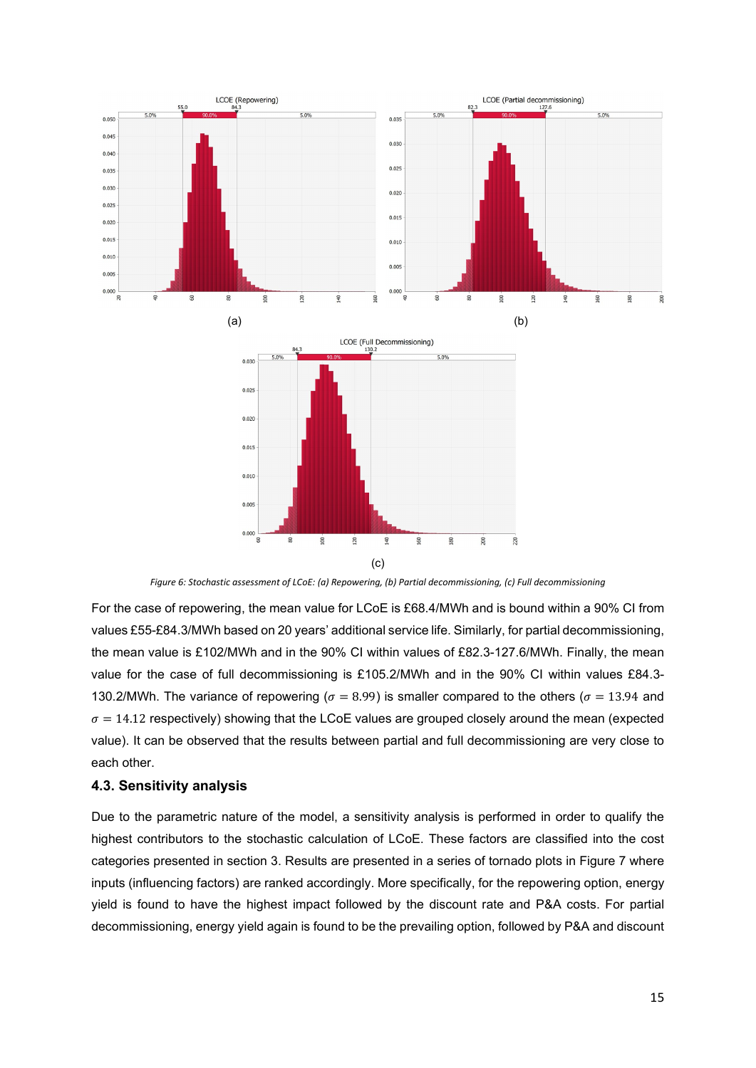*Figure 6: Stochastic assessment of LCoE: (a) Repowering, (b) Partial decommissioning, (c) Full decommissioning*

For the case of repowering, the mean value for LCoE is £68.4/MWh and is bound within a 90% CI from values £55-£84.3/MWh based on 20 years' additional service life. Similarly, for partial decommissioning, the mean value is £102/MWh and in the 90% CI within values of £82.3-127.6/MWh. Finally, the mean value for the case of full decommissioning is £105.2/MWh and in the 90% CI within values £84.3-130.2/MWh. The variance of repowering ($\sigma = 8.99$) is smaller compared to the others ($\sigma = 13.94$ and $\sigma = 14.12$ respectively) showing that the LCoE values are grouped closely around the mean (expected value). It can be observed that the results between partial and full decommissioning are very close to each other.

### 4.3. Sensitivity analysis

Due to the parametric nature of the model, a sensitivity analysis is performed in order to qualify the highest contributors to the stochastic calculation of LCoE. These factors are classified into the cost categories presented in section 3. Results are presented in a series of tornado plots in Figure 7 where inputs (influencing factors) are ranked accordingly. More specifically, for the repowering option, energy yield is found to have the highest impact followed by the discount rate and P&A costs. For partial decommissioning, energy yield again is found to be the prevailing option, followed by P&A and discount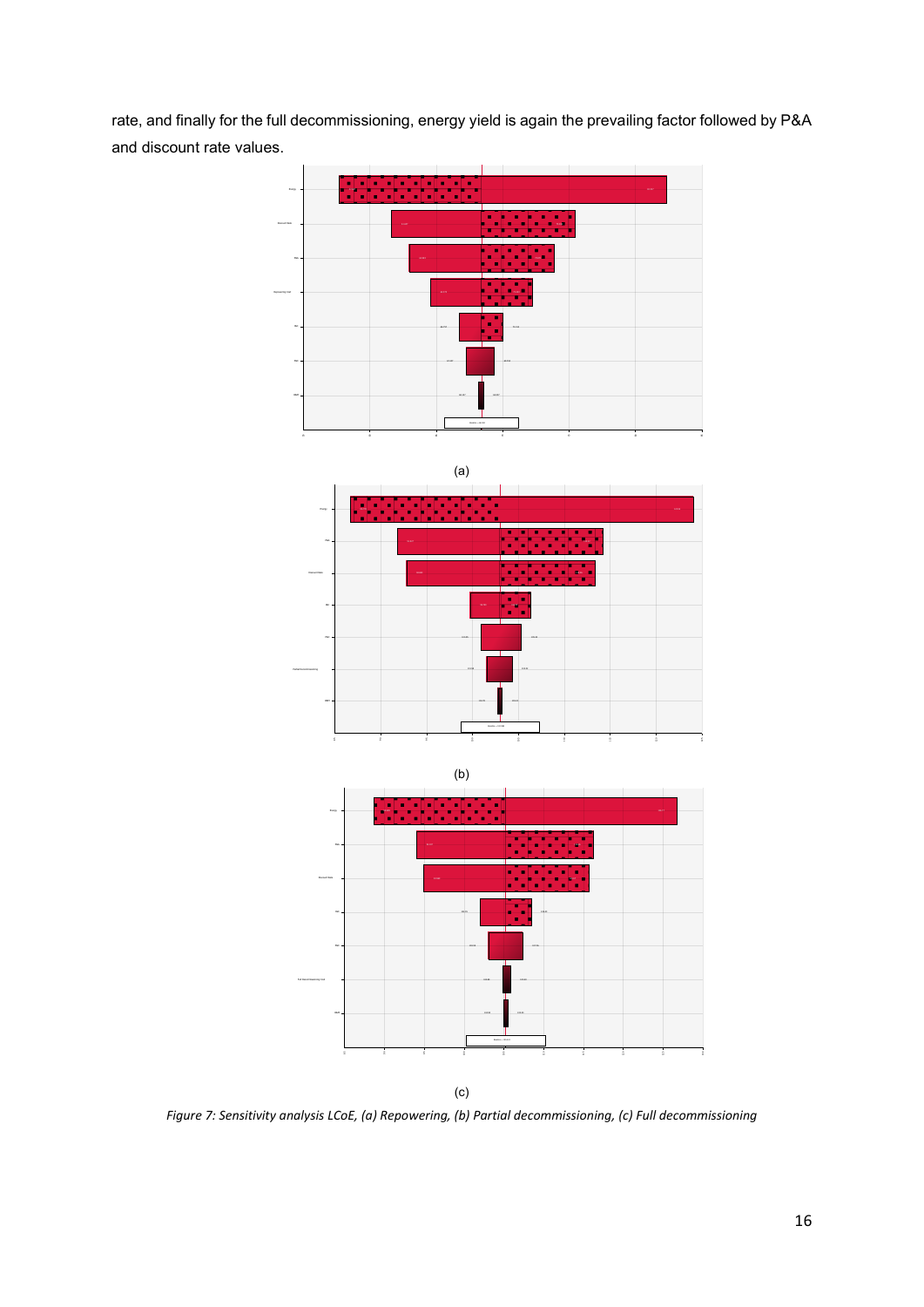rate, and finally for the full decommissioning, energy yield is again the prevailing factor followed by P&A and discount rate values.

(a)

(b)

(c)

*Figure 7: Sensitivity analysis LCoE, (a) Repowering, (b) Partial decommissioning, (c) Full decommissioning*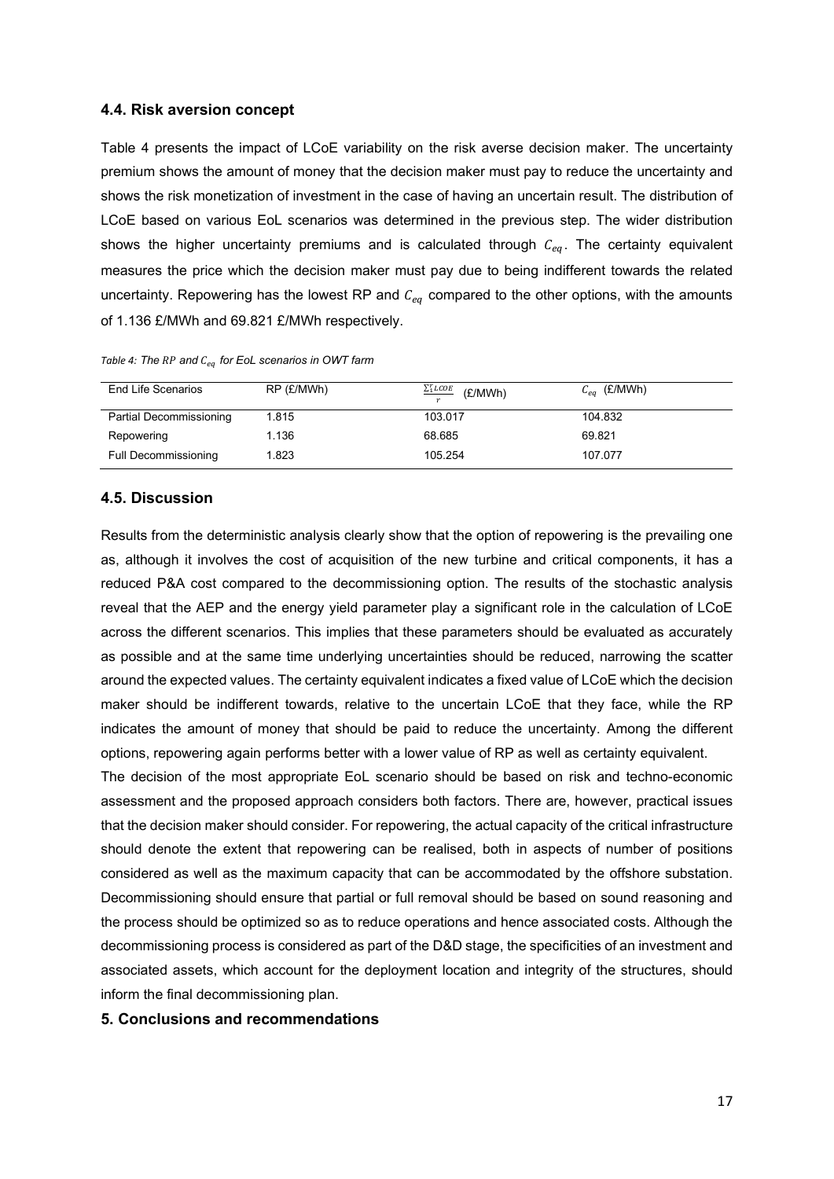### 4.4. Risk aversion concept

Table 4 presents the impact of LCoE variability on the risk averse decision maker. The uncertainty premium shows the amount of money that the decision maker must pay to reduce the uncertainty and shows the risk monetization of investment in the case of having an uncertain result. The distribution of LCoE based on various EoL scenarios was determined in the previous step. The wider distribution shows the higher uncertainty premiums and is calculated through $C_{eq}$. The certainty equivalent measures the price which the decision maker must pay due to being indifferent towards the related uncertainty. Repowering has the lowest RP and $C_{eq}$ compared to the other options, with the amounts of 1.136 £/MWh and 69.821 £/MWh respectively.

*Table 4: The $RP$ and $C_{eq}$ for EoL scenarios in OWT farm*

| End Life Scenarios | RP (£/MWh) | $\frac{\sum_1^r LCOE}{r}$ (£/MWh) | $C_{eq}$ (£/MWh) |
|---|---|---|---|
| Partial Decommissioning | 1.815 | 103.017 | 104.832 |
| Repowering | 1.136 | 68.685 | 69.821 |
| Full Decommissioning | 1.823 | 105.254 | 107.077 |

### 4.5. Discussion

Results from the deterministic analysis clearly show that the option of repowering is the prevailing one as, although it involves the cost of acquisition of the new turbine and critical components, it has a reduced P&A cost compared to the decommissioning option. The results of the stochastic analysis reveal that the AEP and the energy yield parameter play a significant role in the calculation of LCoE across the different scenarios. This implies that these parameters should be evaluated as accurately as possible and at the same time underlying uncertainties should be reduced, narrowing the scatter around the expected values. The certainty equivalent indicates a fixed value of LCoE which the decision maker should be indifferent towards, relative to the uncertain LCoE that they face, while the RP indicates the amount of money that should be paid to reduce the uncertainty. Among the different options, repowering again performs better with a lower value of RP as well as certainty equivalent.

The decision of the most appropriate EoL scenario should be based on risk and techno-economic assessment and the proposed approach considers both factors. There are, however, practical issues that the decision maker should consider. For repowering, the actual capacity of the critical infrastructure should denote the extent that repowering can be realised, both in aspects of number of positions considered as well as the maximum capacity that can be accommodated by the offshore substation. Decommissioning should ensure that partial or full removal should be based on sound reasoning and the process should be optimized so as to reduce operations and hence associated costs. Although the decommissioning process is considered as part of the D&D stage, the specificities of an investment and associated assets, which account for the deployment location and integrity of the structures, should inform the final decommissioning plan.

## 5. Conclusions and recommendations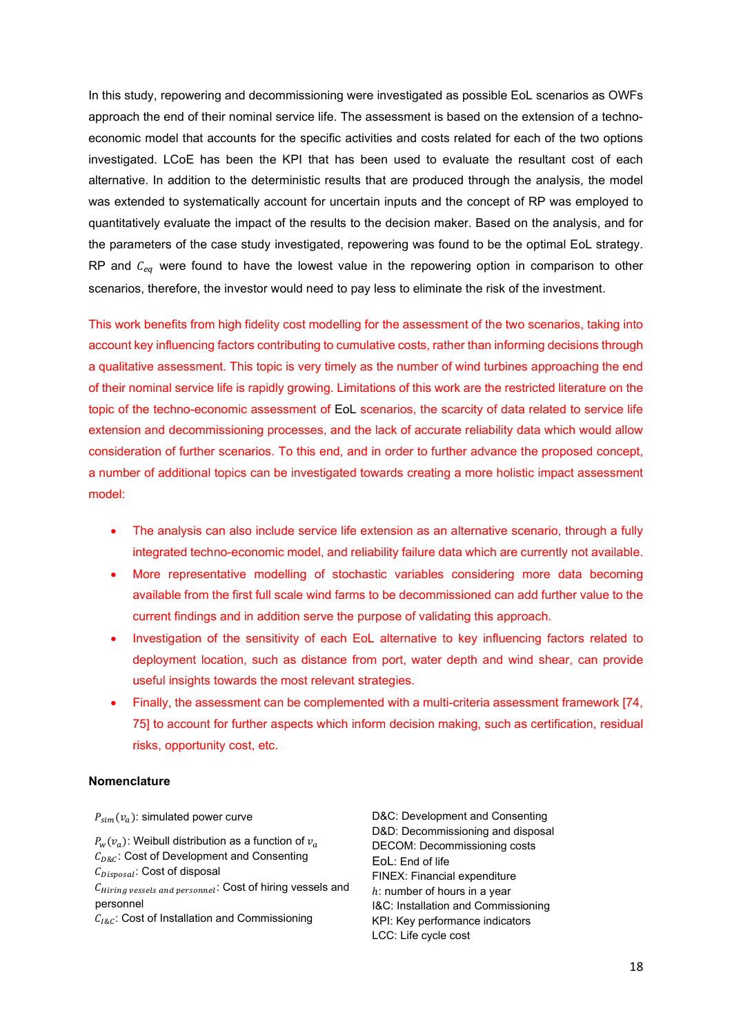In this study, repowering and decommissioning were investigated as possible EoL scenarios as OWFs approach the end of their nominal service life. The assessment is based on the extension of a techno-economic model that accounts for the specific activities and costs related for each of the two options investigated. LCoE has been the KPI that has been used to evaluate the resultant cost of each alternative. In addition to the deterministic results that are produced through the analysis, the model was extended to systematically account for uncertain inputs and the concept of RP was employed to quantitatively evaluate the impact of the results to the decision maker. Based on the analysis, and for the parameters of the case study investigated, repowering was found to be the optimal EoL strategy. RP and $C_{eq}$ were found to have the lowest value in the repowering option in comparison to other scenarios, therefore, the investor would need to pay less to eliminate the risk of the investment.

This work benefits from high fidelity cost modelling for the assessment of the two scenarios, taking into account key influencing factors contributing to cumulative costs, rather than informing decisions through a qualitative assessment. This topic is very timely as the number of wind turbines approaching the end of their nominal service life is rapidly growing. Limitations of this work are the restricted literature on the topic of the techno-economic assessment of EoL scenarios, the scarcity of data related to service life extension and decommissioning processes, and the lack of accurate reliability data which would allow consideration of further scenarios. To this end, and in order to further advance the proposed concept, a number of additional topics can be investigated towards creating a more holistic impact assessment model:

- The analysis can also include service life extension as an alternative scenario, through a fully integrated techno-economic model, and reliability failure data which are currently not available.
- More representative modelling of stochastic variables considering more data becoming available from the first full scale wind farms to be decommissioned can add further value to the current findings and in addition serve the purpose of validating this approach.
- Investigation of the sensitivity of each EoL alternative to key influencing factors related to deployment location, such as distance from port, water depth and wind shear, can provide useful insights towards the most relevant strategies.
- Finally, the assessment can be complemented with a multi-criteria assessment framework [74, 75] to account for further aspects which inform decision making, such as certification, residual risks, opportunity cost, etc.

**Nomenclature**

$P_{sim}(v_a)$: simulated power curve

$P_w(v_a)$: Weibull distribution as a function of $v_a$

$C_{D\&C}$: Cost of Development and Consenting

$C_{Disposal}$: Cost of disposal

$C_{Hiring\ vessels\ and\ personnel}$: Cost of hiring vessels and personnel

$C_{I\&C}$: Cost of Installation and Commissioning

D&C: Development and Consenting

D&D: Decommissioning and disposal

DECOM: Decommissioning costs

EoL: End of life

FINEX: Financial expenditure

$h$: number of hours in a year

I&C: Installation and Commissioning

KPI: Key performance indicators

LCC: Life cycle cost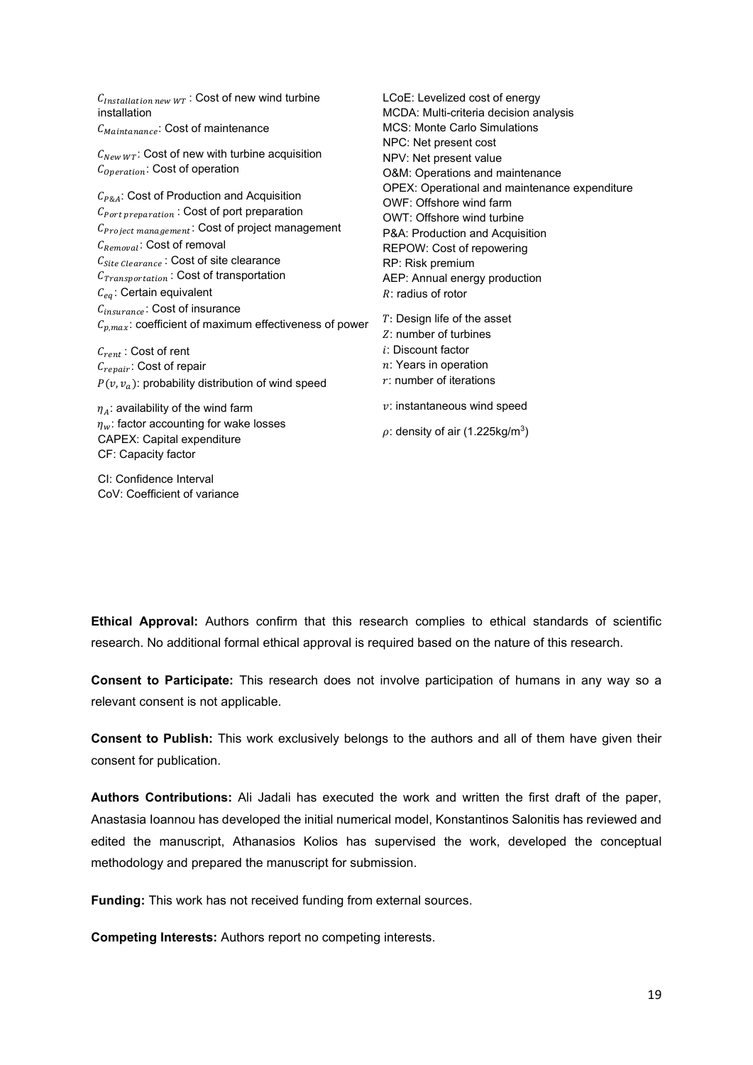$C_{Installation\ new\ WT}$ : Cost of new wind turbine installation

$C_{Maintanance}$: Cost of maintenance

$C_{New\ WT}$: Cost of new with turbine acquisition

$C_{Operation}$: Cost of operation

$C_{P\&A}$: Cost of Production and Acquisition

$C_{Port\ preparation}$ : Cost of port preparation

$C_{Project\ management}$: Cost of project management

$C_{Removal}$: Cost of removal

$C_{Site\ Clearance}$ : Cost of site clearance

$C_{Transportation}$ : Cost of transportation

$C_{eq}$: Certain equivalent

$C_{insurance}$: Cost of insurance

$C_{p,max}$: coefficient of maximum effectiveness of power

$C_{rent}$ : Cost of rent

$C_{repair}$: Cost of repair

$P(v, v_a)$: probability distribution of wind speed

$\eta_A$: availability of the wind farm

$\eta_w$: factor accounting for wake losses

CAPEX: Capital expenditure

CF: Capacity factor

CI: Confidence Interval

CoV: Coefficient of variance

LCoE: Levelized cost of energy

MCDA: Multi-criteria decision analysis

MCS: Monte Carlo Simulations

NPC: Net present cost

NPV: Net present value

O&M: Operations and maintenance

OPEX: Operational and maintenance expenditure

OWF: Offshore wind farm

OWT: Offshore wind turbine

P&A: Production and Acquisition

REPOW: Cost of repowering

RP: Risk premium

AEP: Annual energy production

$R$: radius of rotor

$T$: Design life of the asset

$Z$: number of turbines

$i$: Discount factor

$n$: Years in operation

$r$: number of iterations

$v$: instantaneous wind speed

$\rho$: density of air (1.225kg/m$^3$)

**Ethical Approval:** Authors confirm that this research complies to ethical standards of scientific research. No additional formal ethical approval is required based on the nature of this research.

**Consent to Participate:** This research does not involve participation of humans in any way so a relevant consent is not applicable.

**Consent to Publish:** This work exclusively belongs to the authors and all of them have given their consent for publication.

**Authors Contributions:** Ali Jadali has executed the work and written the first draft of the paper, Anastasia Ioannou has developed the initial numerical model, Konstantinos Salonitis has reviewed and edited the manuscript, Athanasios Kolios has supervised the work, developed the conceptual methodology and prepared the manuscript for submission.

**Funding:** This work has not received funding from external sources.

**Competing Interests:** Authors report no competing interests.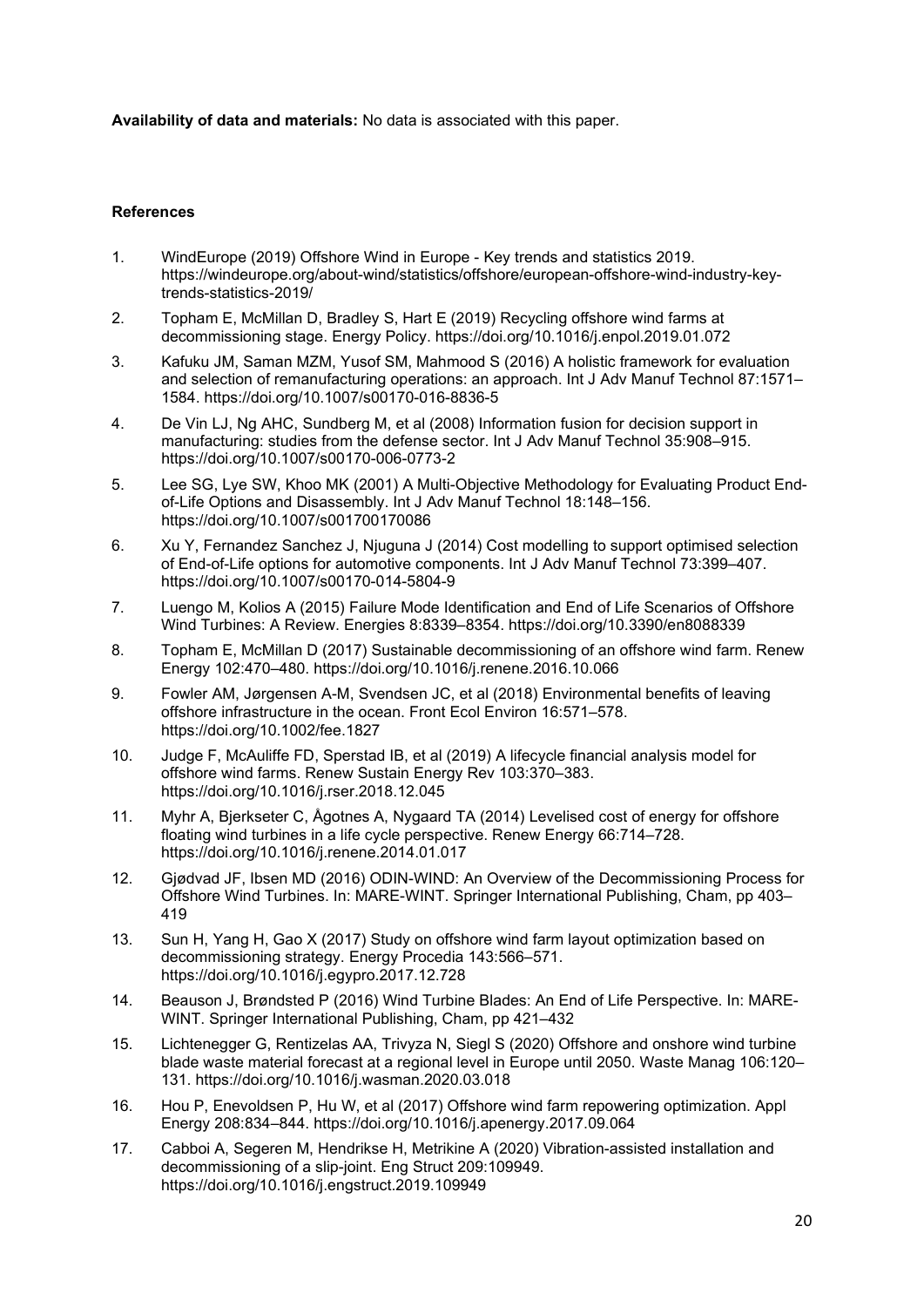**Availability of data and materials:** No data is associated with this paper.

**References**

1. WindEurope (2019) Offshore Wind in Europe - Key trends and statistics 2019. https://windeurope.org/about-wind/statistics/offshore/european-offshore-wind-industry-key-trends-statistics-2019/
2. Topham E, McMillan D, Bradley S, Hart E (2019) Recycling offshore wind farms at decommissioning stage. Energy Policy. https://doi.org/10.1016/j.enpol.2019.01.072
3. Kafuku JM, Saman MZM, Yusof SM, Mahmood S (2016) A holistic framework for evaluation and selection of remanufacturing operations: an approach. Int J Adv Manuf Technol 87:1571–1584. https://doi.org/10.1007/s00170-016-8836-5
4. De Vin LJ, Ng AHC, Sundberg M, et al (2008) Information fusion for decision support in manufacturing: studies from the defense sector. Int J Adv Manuf Technol 35:908–915. https://doi.org/10.1007/s00170-006-0773-2
5. Lee SG, Lye SW, Khoo MK (2001) A Multi-Objective Methodology for Evaluating Product End-of-Life Options and Disassembly. Int J Adv Manuf Technol 18:148–156. https://doi.org/10.1007/s001700170086
6. Xu Y, Fernandez Sanchez J, Njuguna J (2014) Cost modelling to support optimised selection of End-of-Life options for automotive components. Int J Adv Manuf Technol 73:399–407. https://doi.org/10.1007/s00170-014-5804-9
7. Luengo M, Kolios A (2015) Failure Mode Identification and End of Life Scenarios of Offshore Wind Turbines: A Review. Energies 8:8339–8354. https://doi.org/10.3390/en8088339
8. Topham E, McMillan D (2017) Sustainable decommissioning of an offshore wind farm. Renew Energy 102:470–480. https://doi.org/10.1016/j.renene.2016.10.066
9. Fowler AM, Jørgensen A-M, Svendsen JC, et al (2018) Environmental benefits of leaving offshore infrastructure in the ocean. Front Ecol Environ 16:571–578. https://doi.org/10.1002/fee.1827
10. Judge F, McAuliffe FD, Sperstad IB, et al (2019) A lifecycle financial analysis model for offshore wind farms. Renew Sustain Energy Rev 103:370–383. https://doi.org/10.1016/j.rser.2018.12.045
11. Myhr A, Bjerkseter C, Ågotnes A, Nygaard TA (2014) Levelised cost of energy for offshore floating wind turbines in a life cycle perspective. Renew Energy 66:714–728. https://doi.org/10.1016/j.renene.2014.01.017
12. Gjødvad JF, Ibsen MD (2016) ODIN-WIND: An Overview of the Decommissioning Process for Offshore Wind Turbines. In: MARE-WINT. Springer International Publishing, Cham, pp 403–419
13. Sun H, Yang H, Gao X (2017) Study on offshore wind farm layout optimization based on decommissioning strategy. Energy Procedia 143:566–571. https://doi.org/10.1016/j.egypro.2017.12.728
14. Beauson J, Brøndsted P (2016) Wind Turbine Blades: An End of Life Perspective. In: MARE-WINT. Springer International Publishing, Cham, pp 421–432
15. Lichtenegger G, Rentizelas AA, Trivyza N, Siegl S (2020) Offshore and onshore wind turbine blade waste material forecast at a regional level in Europe until 2050. Waste Manag 106:120–131. https://doi.org/10.1016/j.wasman.2020.03.018
16. Hou P, Enevoldsen P, Hu W, et al (2017) Offshore wind farm repowering optimization. Appl Energy 208:834–844. https://doi.org/10.1016/j.apenergy.2017.09.064
17. Cabboi A, Segeren M, Hendrikse H, Metrikine A (2020) Vibration-assisted installation and decommissioning of a slip-joint. Eng Struct 209:109949. https://doi.org/10.1016/j.engstruct.2019.109949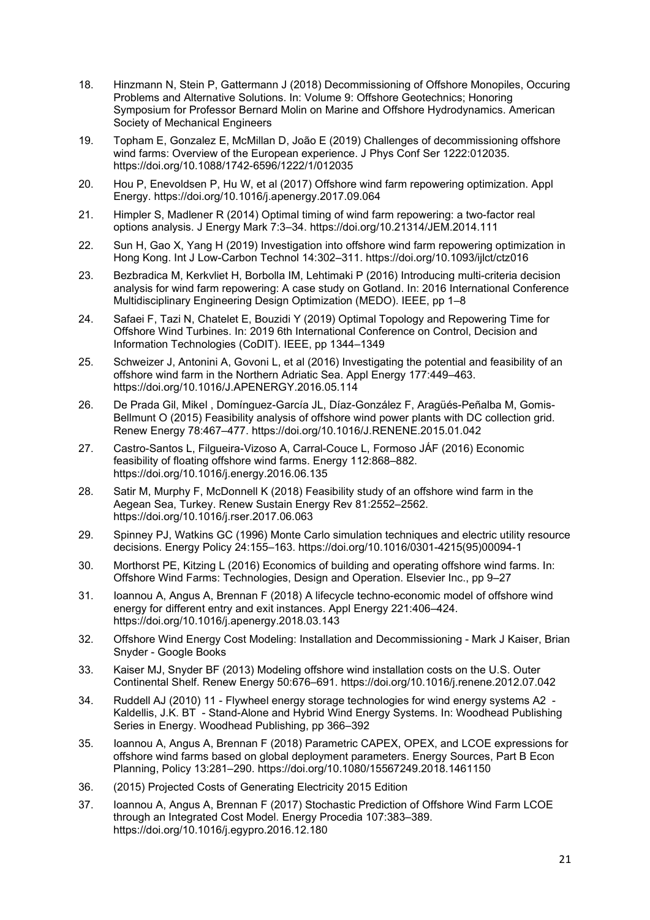18. Hinzmann N, Stein P, Gattermann J (2018) Decommissioning of Offshore Monopiles, Occuring Problems and Alternative Solutions. In: Volume 9: Offshore Geotechnics; Honoring Symposium for Professor Bernard Molin on Marine and Offshore Hydrodynamics. American Society of Mechanical Engineers

19. Topham E, Gonzalez E, McMillan D, João E (2019) Challenges of decommissioning offshore wind farms: Overview of the European experience. J Phys Conf Ser 1222:012035. https://doi.org/10.1088/1742-6596/1222/1/012035

20. Hou P, Enevoldsen P, Hu W, et al (2017) Offshore wind farm repowering optimization. Appl Energy. https://doi.org/10.1016/j.apenergy.2017.09.064

21. Himpler S, Madlener R (2014) Optimal timing of wind farm repowering: a two-factor real options analysis. J Energy Mark 7:3–34. https://doi.org/10.21314/JEM.2014.111

22. Sun H, Gao X, Yang H (2019) Investigation into offshore wind farm repowering optimization in Hong Kong. Int J Low-Carbon Technol 14:302–311. https://doi.org/10.1093/ijlct/ctz016

23. Bezbradica M, Kerkvliet H, Borbolla IM, Lehtimaki P (2016) Introducing multi-criteria decision analysis for wind farm repowering: A case study on Gotland. In: 2016 International Conference Multidisciplinary Engineering Design Optimization (MEDO). IEEE, pp 1–8

24. Safaei F, Tazi N, Chatelet E, Bouzidi Y (2019) Optimal Topology and Repowering Time for Offshore Wind Turbines. In: 2019 6th International Conference on Control, Decision and Information Technologies (CoDIT). IEEE, pp 1344–1349

25. Schweizer J, Antonini A, Govoni L, et al (2016) Investigating the potential and feasibility of an offshore wind farm in the Northern Adriatic Sea. Appl Energy 177:449–463. https://doi.org/10.1016/J.APENERGY.2016.05.114

26. De Prada Gil, Mikel , Domínguez-García JL, Díaz-González F, Aragüés-Peñalba M, Gomis-Bellmunt O (2015) Feasibility analysis of offshore wind power plants with DC collection grid. Renew Energy 78:467–477. https://doi.org/10.1016/J.RENENE.2015.01.042

27. Castro-Santos L, Filgueira-Vizoso A, Carral-Couce L, Formoso JÁF (2016) Economic feasibility of floating offshore wind farms. Energy 112:868–882. https://doi.org/10.1016/j.energy.2016.06.135

28. Satir M, Murphy F, McDonnell K (2018) Feasibility study of an offshore wind farm in the Aegean Sea, Turkey. Renew Sustain Energy Rev 81:2552–2562. https://doi.org/10.1016/j.rser.2017.06.063

29. Spinney PJ, Watkins GC (1996) Monte Carlo simulation techniques and electric utility resource decisions. Energy Policy 24:155–163. https://doi.org/10.1016/0301-4215(95)00094-1

30. Morthorst PE, Kitzing L (2016) Economics of building and operating offshore wind farms. In: Offshore Wind Farms: Technologies, Design and Operation. Elsevier Inc., pp 9–27

31. Ioannou A, Angus A, Brennan F (2018) A lifecycle techno-economic model of offshore wind energy for different entry and exit instances. Appl Energy 221:406–424. https://doi.org/10.1016/j.apenergy.2018.03.143

32. Offshore Wind Energy Cost Modeling: Installation and Decommissioning - Mark J Kaiser, Brian Snyder - Google Books

33. Kaiser MJ, Snyder BF (2013) Modeling offshore wind installation costs on the U.S. Outer Continental Shelf. Renew Energy 50:676–691. https://doi.org/10.1016/j.renene.2012.07.042

34. Ruddell AJ (2010) 11 - Flywheel energy storage technologies for wind energy systems A2 - Kaldellis, J.K. BT - Stand-Alone and Hybrid Wind Energy Systems. In: Woodhead Publishing Series in Energy. Woodhead Publishing, pp 366–392

35. Ioannou A, Angus A, Brennan F (2018) Parametric CAPEX, OPEX, and LCOE expressions for offshore wind farms based on global deployment parameters. Energy Sources, Part B Econ Planning, Policy 13:281–290. https://doi.org/10.1080/15567249.2018.1461150

36. (2015) Projected Costs of Generating Electricity 2015 Edition

37. Ioannou A, Angus A, Brennan F (2017) Stochastic Prediction of Offshore Wind Farm LCOE through an Integrated Cost Model. Energy Procedia 107:383–389. https://doi.org/10.1016/j.egypro.2016.12.180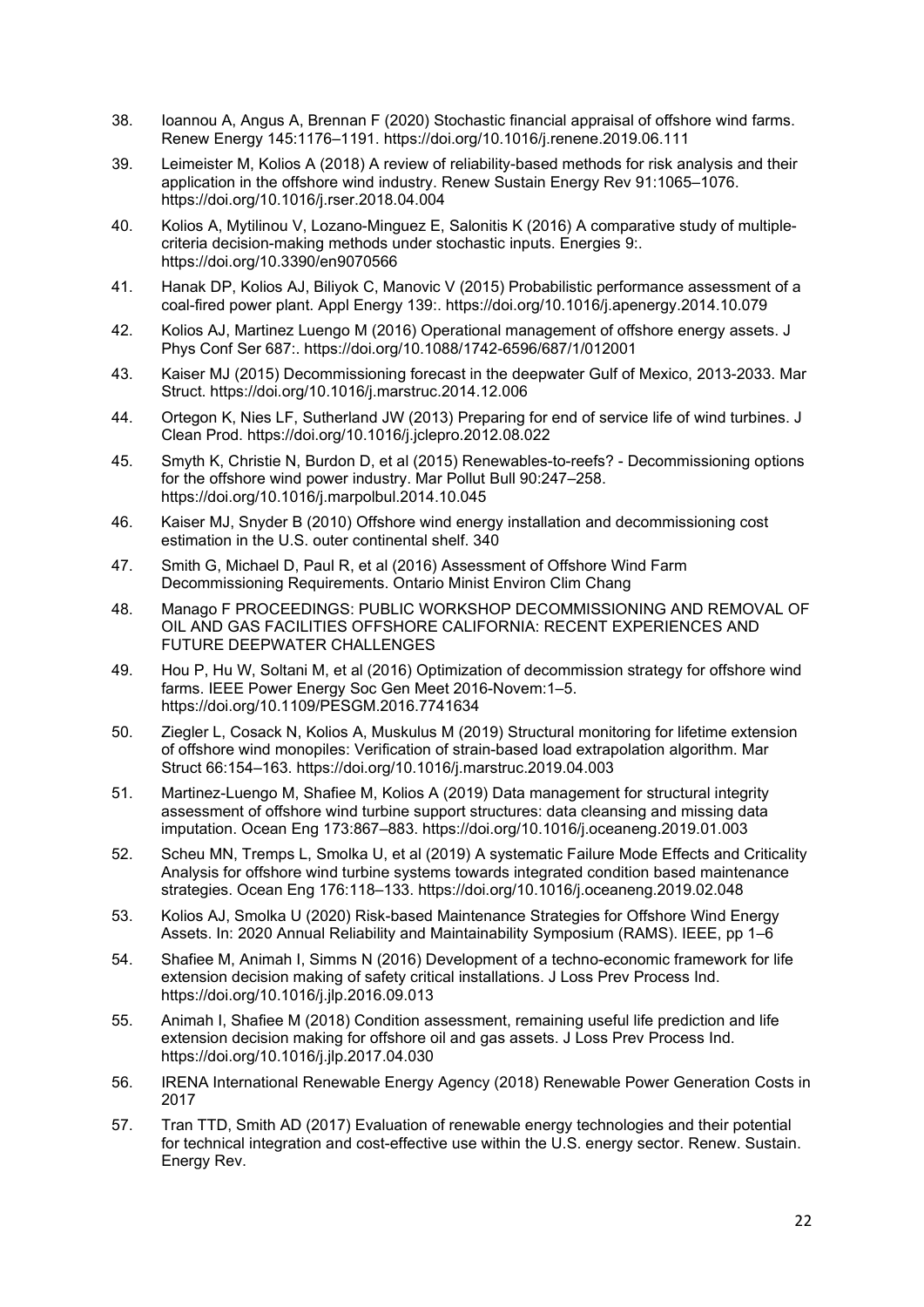38. Ioannou A, Angus A, Brennan F (2020) Stochastic financial appraisal of offshore wind farms. Renew Energy 145:1176–1191. https://doi.org/10.1016/j.renene.2019.06.111
39. Leimeister M, Kolios A (2018) A review of reliability-based methods for risk analysis and their application in the offshore wind industry. Renew Sustain Energy Rev 91:1065–1076. https://doi.org/10.1016/j.rser.2018.04.004
40. Kolios A, Mytilinou V, Lozano-Minguez E, Salonitis K (2016) A comparative study of multiple-criteria decision-making methods under stochastic inputs. Energies 9:. https://doi.org/10.3390/en9070566
41. Hanak DP, Kolios AJ, Biliyok C, Manovic V (2015) Probabilistic performance assessment of a coal-fired power plant. Appl Energy 139:. https://doi.org/10.1016/j.apenergy.2014.10.079
42. Kolios AJ, Martinez Luengo M (2016) Operational management of offshore energy assets. J Phys Conf Ser 687:. https://doi.org/10.1088/1742-6596/687/1/012001
43. Kaiser MJ (2015) Decommissioning forecast in the deepwater Gulf of Mexico, 2013-2033. Mar Struct. https://doi.org/10.1016/j.marstruc.2014.12.006
44. Ortegon K, Nies LF, Sutherland JW (2013) Preparing for end of service life of wind turbines. J Clean Prod. https://doi.org/10.1016/j.jclepro.2012.08.022
45. Smyth K, Christie N, Burdon D, et al (2015) Renewables-to-reefs? - Decommissioning options for the offshore wind power industry. Mar Pollut Bull 90:247–258. https://doi.org/10.1016/j.marpolbul.2014.10.045
46. Kaiser MJ, Snyder B (2010) Offshore wind energy installation and decommissioning cost estimation in the U.S. outer continental shelf. 340
47. Smith G, Michael D, Paul R, et al (2016) Assessment of Offshore Wind Farm Decommissioning Requirements. Ontario Minist Environ Clim Chang
48. Manago F PROCEEDINGS: PUBLIC WORKSHOP DECOMMISSIONING AND REMOVAL OF OIL AND GAS FACILITIES OFFSHORE CALIFORNIA: RECENT EXPERIENCES AND FUTURE DEEPWATER CHALLENGES
49. Hou P, Hu W, Soltani M, et al (2016) Optimization of decommission strategy for offshore wind farms. IEEE Power Energy Soc Gen Meet 2016-Novem:1–5. https://doi.org/10.1109/PESGM.2016.7741634
50. Ziegler L, Cosack N, Kolios A, Muskulus M (2019) Structural monitoring for lifetime extension of offshore wind monopiles: Verification of strain-based load extrapolation algorithm. Mar Struct 66:154–163. https://doi.org/10.1016/j.marstruc.2019.04.003
51. Martinez-Luengo M, Shafiee M, Kolios A (2019) Data management for structural integrity assessment of offshore wind turbine support structures: data cleansing and missing data imputation. Ocean Eng 173:867–883. https://doi.org/10.1016/j.oceaneng.2019.01.003
52. Scheu MN, Tremps L, Smolka U, et al (2019) A systematic Failure Mode Effects and Criticality Analysis for offshore wind turbine systems towards integrated condition based maintenance strategies. Ocean Eng 176:118–133. https://doi.org/10.1016/j.oceaneng.2019.02.048
53. Kolios AJ, Smolka U (2020) Risk-based Maintenance Strategies for Offshore Wind Energy Assets. In: 2020 Annual Reliability and Maintainability Symposium (RAMS). IEEE, pp 1–6
54. Shafiee M, Animah I, Simms N (2016) Development of a techno-economic framework for life extension decision making of safety critical installations. J Loss Prev Process Ind. https://doi.org/10.1016/j.jlp.2016.09.013
55. Animah I, Shafiee M (2018) Condition assessment, remaining useful life prediction and life extension decision making for offshore oil and gas assets. J Loss Prev Process Ind. https://doi.org/10.1016/j.jlp.2017.04.030
56. IRENA International Renewable Energy Agency (2018) Renewable Power Generation Costs in 2017
57. Tran TTD, Smith AD (2017) Evaluation of renewable energy technologies and their potential for technical integration and cost-effective use within the U.S. energy sector. Renew. Sustain. Energy Rev.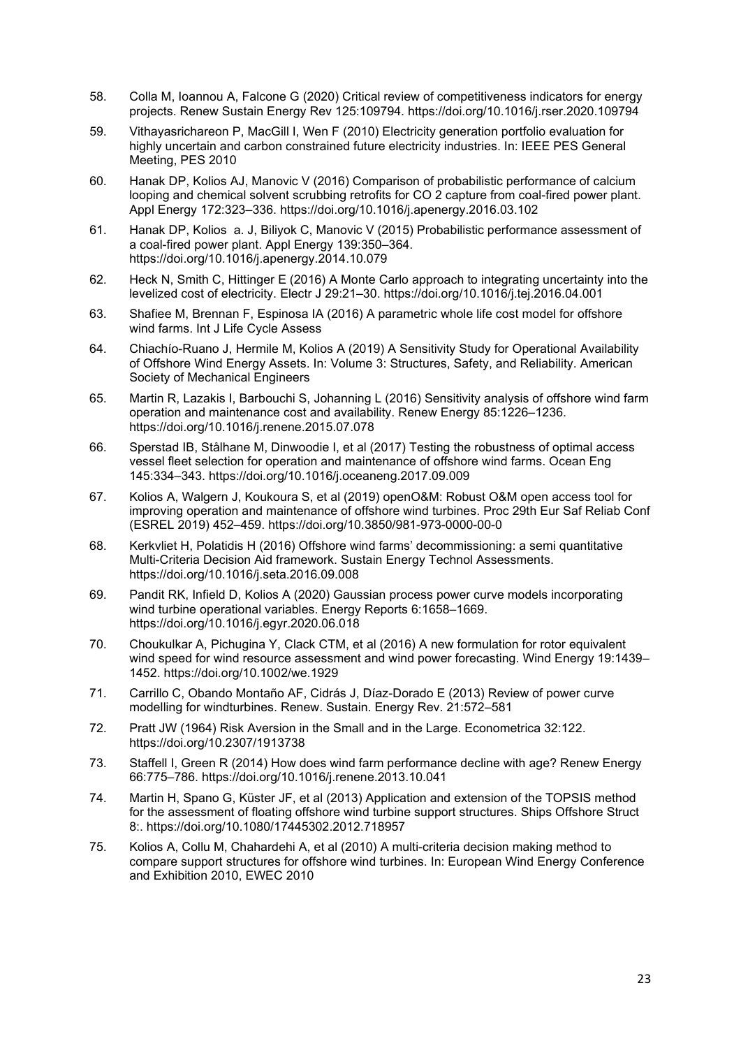58. Colla M, Ioannou A, Falcone G (2020) Critical review of competitiveness indicators for energy projects. Renew Sustain Energy Rev 125:109794. https://doi.org/10.1016/j.rser.2020.109794

59. Vithayasrichareon P, MacGill I, Wen F (2010) Electricity generation portfolio evaluation for highly uncertain and carbon constrained future electricity industries. In: IEEE PES General Meeting, PES 2010

60. Hanak DP, Kolios AJ, Manovic V (2016) Comparison of probabilistic performance of calcium looping and chemical solvent scrubbing retrofits for CO 2 capture from coal-fired power plant. Appl Energy 172:323–336. https://doi.org/10.1016/j.apenergy.2016.03.102

61. Hanak DP, Kolios a. J, Biliyok C, Manovic V (2015) Probabilistic performance assessment of a coal-fired power plant. Appl Energy 139:350–364. https://doi.org/10.1016/j.apenergy.2014.10.079

62. Heck N, Smith C, Hittinger E (2016) A Monte Carlo approach to integrating uncertainty into the levelized cost of electricity. Electr J 29:21–30. https://doi.org/10.1016/j.tej.2016.04.001

63. Shafiee M, Brennan F, Espinosa IA (2016) A parametric whole life cost model for offshore wind farms. Int J Life Cycle Assess

64. Chiachío-Ruano J, Hermile M, Kolios A (2019) A Sensitivity Study for Operational Availability of Offshore Wind Energy Assets. In: Volume 3: Structures, Safety, and Reliability. American Society of Mechanical Engineers

65. Martin R, Lazakis I, Barbouchi S, Johanning L (2016) Sensitivity analysis of offshore wind farm operation and maintenance cost and availability. Renew Energy 85:1226–1236. https://doi.org/10.1016/j.renene.2015.07.078

66. Sperstad IB, Stålhane M, Dinwoodie I, et al (2017) Testing the robustness of optimal access vessel fleet selection for operation and maintenance of offshore wind farms. Ocean Eng 145:334–343. https://doi.org/10.1016/j.oceaneng.2017.09.009

67. Kolios A, Walgern J, Koukoura S, et al (2019) openO&M: Robust O&M open access tool for improving operation and maintenance of offshore wind turbines. Proc 29th Eur Saf Reliab Conf (ESREL 2019) 452–459. https://doi.org/10.3850/981-973-0000-00-0

68. Kerkvliet H, Polatidis H (2016) Offshore wind farms' decommissioning: a semi quantitative Multi-Criteria Decision Aid framework. Sustain Energy Technol Assessments. https://doi.org/10.1016/j.seta.2016.09.008

69. Pandit RK, Infield D, Kolios A (2020) Gaussian process power curve models incorporating wind turbine operational variables. Energy Reports 6:1658–1669. https://doi.org/10.1016/j.egyr.2020.06.018

70. Choukulkar A, Pichugina Y, Clack CTM, et al (2016) A new formulation for rotor equivalent wind speed for wind resource assessment and wind power forecasting. Wind Energy 19:1439–1452. https://doi.org/10.1002/we.1929

71. Carrillo C, Obando Montaño AF, Cidrás J, Díaz-Dorado E (2013) Review of power curve modelling for windturbines. Renew. Sustain. Energy Rev. 21:572–581

72. Pratt JW (1964) Risk Aversion in the Small and in the Large. Econometrica 32:122. https://doi.org/10.2307/1913738

73. Staffell I, Green R (2014) How does wind farm performance decline with age? Renew Energy 66:775–786. https://doi.org/10.1016/j.renene.2013.10.041

74. Martin H, Spano G, Küster JF, et al (2013) Application and extension of the TOPSIS method for the assessment of floating offshore wind turbine support structures. Ships Offshore Struct 8:. https://doi.org/10.1080/17445302.2012.718957

75. Kolios A, Collu M, Chahardehi A, et al (2010) A multi-criteria decision making method to compare support structures for offshore wind turbines. In: European Wind Energy Conference and Exhibition 2010, EWEC 2010